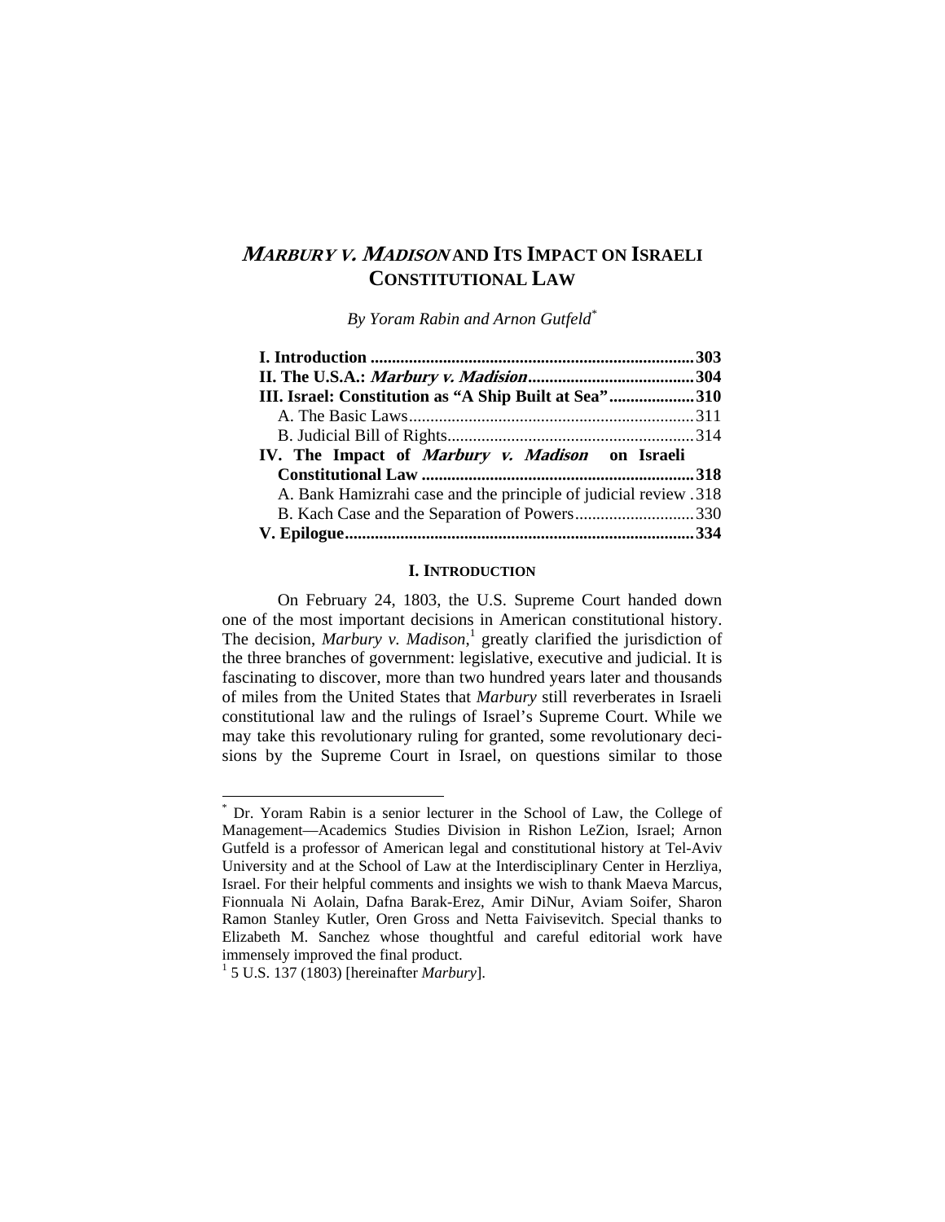# *MARBURY V. MADISON* AND ITS IMPACT ON ISRAELI CONSTITUTIONAL LAW

*By Yoram Rabin and Arnon Gutfeld*[*]

**I. Introduction** .......... **303**
**II. The U.S.A.: *Marbury v. Madision*** .......... **304**
**III. Israel: Constitution as "A Ship Built at Sea"** .......... **310**
A. The Basic Laws .......... 311
B. Judicial Bill of Rights .......... 314
**IV. The Impact of *Marbury v. Madison* on Israeli Constitutional Law** .......... **318**
A. Bank Hamizrahi case and the principle of judicial review .......... 318
B. Kach Case and the Separation of Powers .......... 330
**V. Epilogue** .......... **334**

## I. INTRODUCTION

On February 24, 1803, the U.S. Supreme Court handed down one of the most important decisions in American constitutional history. The decision, *Marbury v. Madison*,[1] greatly clarified the jurisdiction of the three branches of government: legislative, executive and judicial. It is fascinating to discover, more than two hundred years later and thousands of miles from the United States that *Marbury* still reverberates in Israeli constitutional law and the rulings of Israel's Supreme Court. While we may take this revolutionary ruling for granted, some revolutionary decisions by the Supreme Court in Israel, on questions similar to those

---

[*] Dr. Yoram Rabin is a senior lecturer in the School of Law, the College of Management—Academics Studies Division in Rishon LeZion, Israel; Arnon Gutfeld is a professor of American legal and constitutional history at Tel-Aviv University and at the School of Law at the Interdisciplinary Center in Herzliya, Israel. For their helpful comments and insights we wish to thank Maeva Marcus, Fionnuala Ni Aolain, Dafna Barak-Erez, Amir DiNur, Aviam Soifer, Sharon Ramon Stanley Kutler, Oren Gross and Netta Faivisevitch. Special thanks to Elizabeth M. Sanchez whose thoughtful and careful editorial work have immensely improved the final product.

[1] 5 U.S. 137 (1803) [hereinafter *Marbury*].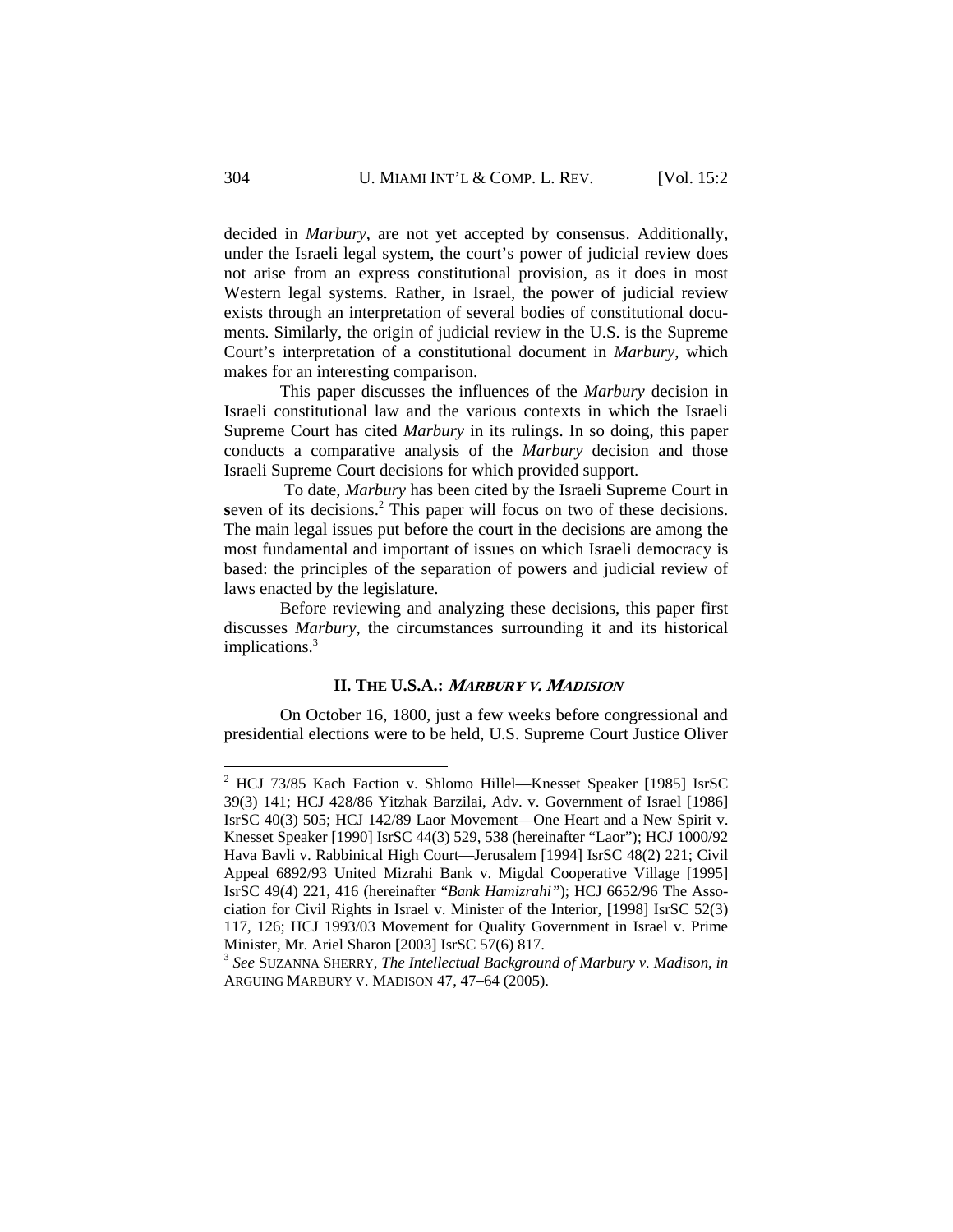decided in *Marbury*, are not yet accepted by consensus. Additionally, under the Israeli legal system, the court's power of judicial review does not arise from an express constitutional provision, as it does in most Western legal systems. Rather, in Israel, the power of judicial review exists through an interpretation of several bodies of constitutional documents. Similarly, the origin of judicial review in the U.S. is the Supreme Court's interpretation of a constitutional document in *Marbury*, which makes for an interesting comparison.

This paper discusses the influences of the *Marbury* decision in Israeli constitutional law and the various contexts in which the Israeli Supreme Court has cited *Marbury* in its rulings. In so doing, this paper conducts a comparative analysis of the *Marbury* decision and those Israeli Supreme Court decisions for which provided support.

To date, *Marbury* has been cited by the Israeli Supreme Court in **s**even of its decisions.[2] This paper will focus on two of these decisions. The main legal issues put before the court in the decisions are among the most fundamental and important of issues on which Israeli democracy is based: the principles of the separation of powers and judicial review of laws enacted by the legislature.

Before reviewing and analyzing these decisions, this paper first discusses *Marbury*, the circumstances surrounding it and its historical implications.[3]

## II. THE U.S.A.: *MARBURY V. MADISON*

On October 16, 1800, just a few weeks before congressional and presidential elections were to be held, U.S. Supreme Court Justice Oliver

---

[2] HCJ 73/85 Kach Faction v. Shlomo Hillel—Knesset Speaker [1985] IsrSC 39(3) 141; HCJ 428/86 Yitzhak Barzilai, Adv. v. Government of Israel [1986] IsrSC 40(3) 505; HCJ 142/89 Laor Movement—One Heart and a New Spirit v. Knesset Speaker [1990] IsrSC 44(3) 529, 538 (hereinafter "Laor"); HCJ 1000/92 Hava Bavli v. Rabbinical High Court—Jerusalem [1994] IsrSC 48(2) 221; Civil Appeal 6892/93 United Mizrahi Bank v. Migdal Cooperative Village [1995] IsrSC 49(4) 221, 416 (hereinafter "*Bank Hamizrahi*"); HCJ 6652/96 The Association for Civil Rights in Israel v. Minister of the Interior, [1998] IsrSC 52(3) 117, 126; HCJ 1993/03 Movement for Quality Government in Israel v. Prime Minister, Mr. Ariel Sharon [2003] IsrSC 57(6) 817.

[3] *See* SUZANNA SHERRY, *The Intellectual Background of Marbury v. Madison*, *in* ARGUING MARBURY V. MADISON 47, 47–64 (2005).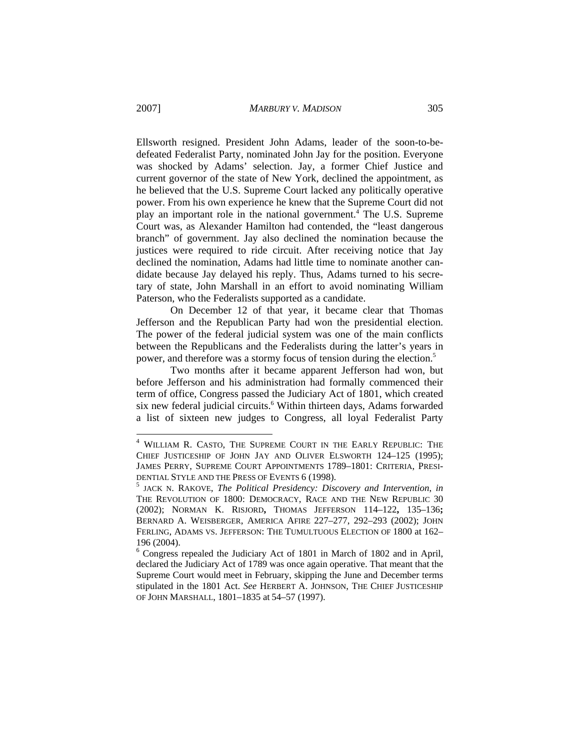Ellsworth resigned. President John Adams, leader of the soon-to-be-defeated Federalist Party, nominated John Jay for the position. Everyone was shocked by Adams' selection. Jay, a former Chief Justice and current governor of the state of New York, declined the appointment, as he believed that the U.S. Supreme Court lacked any politically operative power. From his own experience he knew that the Supreme Court did not play an important role in the national government.[4] The U.S. Supreme Court was, as Alexander Hamilton had contended, the "least dangerous branch" of government. Jay also declined the nomination because the justices were required to ride circuit. After receiving notice that Jay declined the nomination, Adams had little time to nominate another candidate because Jay delayed his reply. Thus, Adams turned to his secretary of state, John Marshall in an effort to avoid nominating William Paterson, who the Federalists supported as a candidate.

On December 12 of that year, it became clear that Thomas Jefferson and the Republican Party had won the presidential election. The power of the federal judicial system was one of the main conflicts between the Republicans and the Federalists during the latter's years in power, and therefore was a stormy focus of tension during the election.[5]

Two months after it became apparent Jefferson had won, but before Jefferson and his administration had formally commenced their term of office, Congress passed the Judiciary Act of 1801, which created six new federal judicial circuits.[6] Within thirteen days, Adams forwarded a list of sixteen new judges to Congress, all loyal Federalist Party

---

[4] WILLIAM R. CASTO, THE SUPREME COURT IN THE EARLY REPUBLIC: THE CHIEF JUSTICESHIP OF JOHN JAY AND OLIVER ELSWORTH 124–125 (1995); JAMES PERRY, SUPREME COURT APPOINTMENTS 1789–1801: CRITERIA, PRESIDENTIAL STYLE AND THE PRESS OF EVENTS 6 (1998).

[5] JACK N. RAKOVE, *The Political Presidency: Discovery and Intervention*, *in* THE REVOLUTION OF 1800: DEMOCRACY, RACE AND THE NEW REPUBLIC 30 (2002); NORMAN K. RISJORD**,** THOMAS JEFFERSON 114–122**,** 135–136**;** BERNARD A. WEISBERGER, AMERICA AFIRE 227–277, 292–293 (2002); JOHN FERLING, ADAMS VS. JEFFERSON: THE TUMULTUOUS ELECTION OF 1800 at 162–196 (2004).

[6] Congress repealed the Judiciary Act of 1801 in March of 1802 and in April, declared the Judiciary Act of 1789 was once again operative. That meant that the Supreme Court would meet in February, skipping the June and December terms stipulated in the 1801 Act. *See* HERBERT A. JOHNSON, THE CHIEF JUSTICESHIP OF JOHN MARSHALL, 1801–1835 at 54–57 (1997).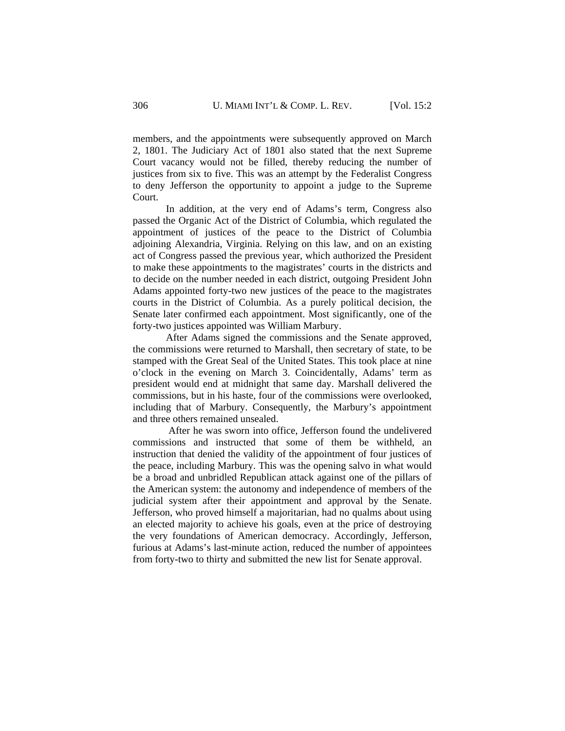members, and the appointments were subsequently approved on March 2, 1801. The Judiciary Act of 1801 also stated that the next Supreme Court vacancy would not be filled, thereby reducing the number of justices from six to five. This was an attempt by the Federalist Congress to deny Jefferson the opportunity to appoint a judge to the Supreme Court.

In addition, at the very end of Adams's term, Congress also passed the Organic Act of the District of Columbia, which regulated the appointment of justices of the peace to the District of Columbia adjoining Alexandria, Virginia. Relying on this law, and on an existing act of Congress passed the previous year, which authorized the President to make these appointments to the magistrates' courts in the districts and to decide on the number needed in each district, outgoing President John Adams appointed forty-two new justices of the peace to the magistrates courts in the District of Columbia. As a purely political decision, the Senate later confirmed each appointment. Most significantly, one of the forty-two justices appointed was William Marbury.

After Adams signed the commissions and the Senate approved, the commissions were returned to Marshall, then secretary of state, to be stamped with the Great Seal of the United States. This took place at nine o'clock in the evening on March 3. Coincidentally, Adams' term as president would end at midnight that same day. Marshall delivered the commissions, but in his haste, four of the commissions were overlooked, including that of Marbury. Consequently, the Marbury's appointment and three others remained unsealed.

After he was sworn into office, Jefferson found the undelivered commissions and instructed that some of them be withheld, an instruction that denied the validity of the appointment of four justices of the peace, including Marbury. This was the opening salvo in what would be a broad and unbridled Republican attack against one of the pillars of the American system: the autonomy and independence of members of the judicial system after their appointment and approval by the Senate. Jefferson, who proved himself a majoritarian, had no qualms about using an elected majority to achieve his goals, even at the price of destroying the very foundations of American democracy. Accordingly, Jefferson, furious at Adams's last-minute action, reduced the number of appointees from forty-two to thirty and submitted the new list for Senate approval.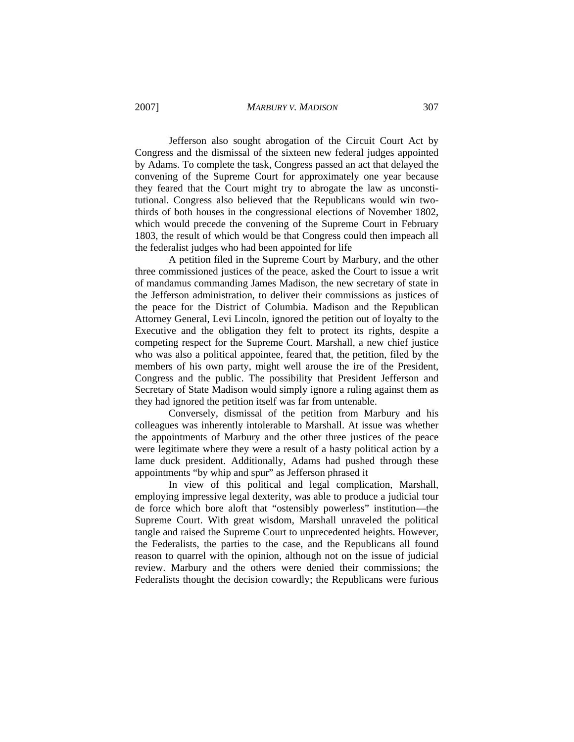Jefferson also sought abrogation of the Circuit Court Act by Congress and the dismissal of the sixteen new federal judges appointed by Adams. To complete the task, Congress passed an act that delayed the convening of the Supreme Court for approximately one year because they feared that the Court might try to abrogate the law as unconstitutional. Congress also believed that the Republicans would win two-thirds of both houses in the congressional elections of November 1802, which would precede the convening of the Supreme Court in February 1803, the result of which would be that Congress could then impeach all the federalist judges who had been appointed for life

A petition filed in the Supreme Court by Marbury, and the other three commissioned justices of the peace, asked the Court to issue a writ of mandamus commanding James Madison, the new secretary of state in the Jefferson administration, to deliver their commissions as justices of the peace for the District of Columbia. Madison and the Republican Attorney General, Levi Lincoln, ignored the petition out of loyalty to the Executive and the obligation they felt to protect its rights, despite a competing respect for the Supreme Court. Marshall, a new chief justice who was also a political appointee, feared that, the petition, filed by the members of his own party, might well arouse the ire of the President, Congress and the public. The possibility that President Jefferson and Secretary of State Madison would simply ignore a ruling against them as they had ignored the petition itself was far from untenable.

Conversely, dismissal of the petition from Marbury and his colleagues was inherently intolerable to Marshall. At issue was whether the appointments of Marbury and the other three justices of the peace were legitimate where they were a result of a hasty political action by a lame duck president. Additionally, Adams had pushed through these appointments "by whip and spur" as Jefferson phrased it

In view of this political and legal complication, Marshall, employing impressive legal dexterity, was able to produce a judicial tour de force which bore aloft that "ostensibly powerless" institution—the Supreme Court. With great wisdom, Marshall unraveled the political tangle and raised the Supreme Court to unprecedented heights. However, the Federalists, the parties to the case, and the Republicans all found reason to quarrel with the opinion, although not on the issue of judicial review. Marbury and the others were denied their commissions; the Federalists thought the decision cowardly; the Republicans were furious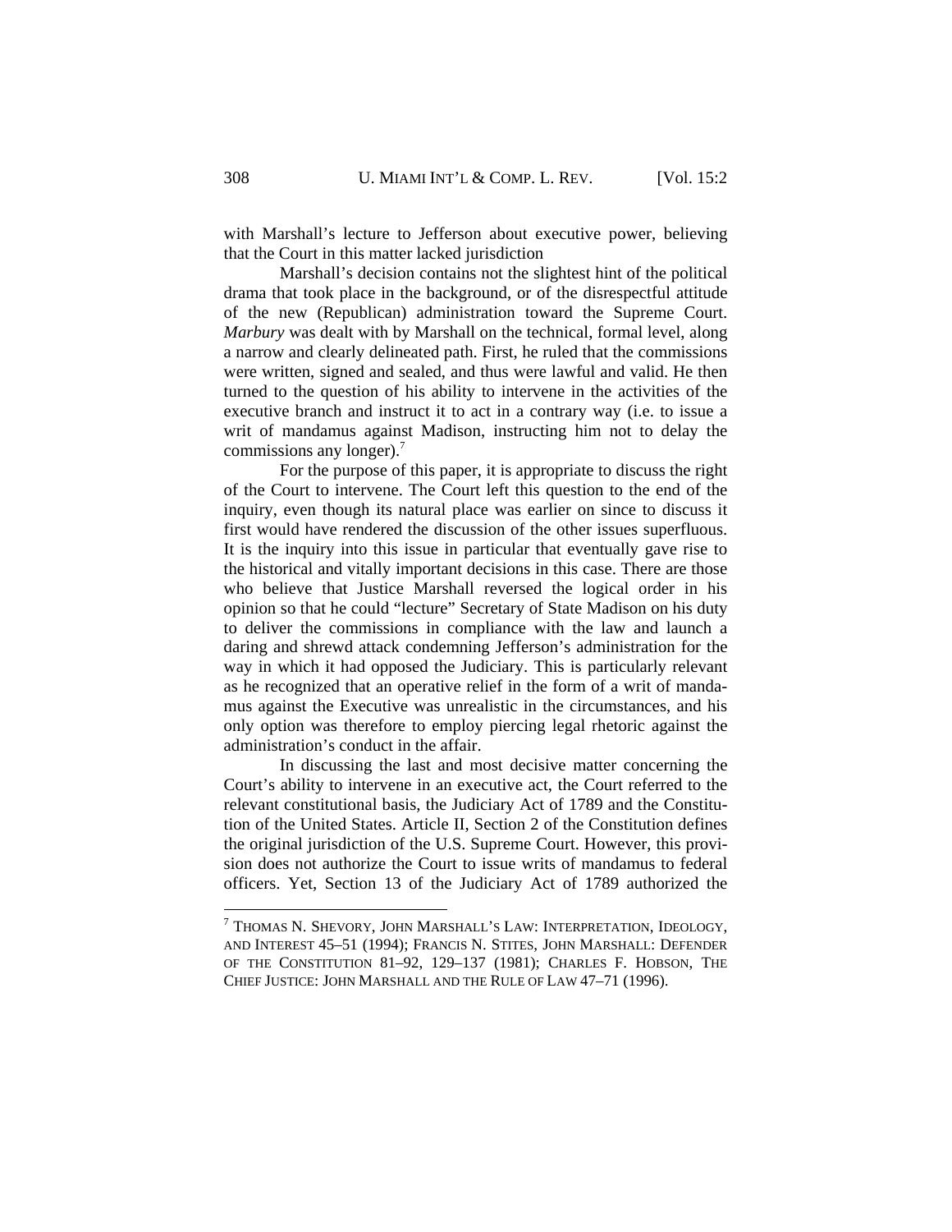with Marshall's lecture to Jefferson about executive power, believing that the Court in this matter lacked jurisdiction

Marshall's decision contains not the slightest hint of the political drama that took place in the background, or of the disrespectful attitude of the new (Republican) administration toward the Supreme Court. *Marbury* was dealt with by Marshall on the technical, formal level, along a narrow and clearly delineated path. First, he ruled that the commissions were written, signed and sealed, and thus were lawful and valid. He then turned to the question of his ability to intervene in the activities of the executive branch and instruct it to act in a contrary way (i.e. to issue a writ of mandamus against Madison, instructing him not to delay the commissions any longer).[7]

For the purpose of this paper, it is appropriate to discuss the right of the Court to intervene. The Court left this question to the end of the inquiry, even though its natural place was earlier on since to discuss it first would have rendered the discussion of the other issues superfluous. It is the inquiry into this issue in particular that eventually gave rise to the historical and vitally important decisions in this case. There are those who believe that Justice Marshall reversed the logical order in his opinion so that he could "lecture" Secretary of State Madison on his duty to deliver the commissions in compliance with the law and launch a daring and shrewd attack condemning Jefferson's administration for the way in which it had opposed the Judiciary. This is particularly relevant as he recognized that an operative relief in the form of a writ of mandamus against the Executive was unrealistic in the circumstances, and his only option was therefore to employ piercing legal rhetoric against the administration's conduct in the affair.

In discussing the last and most decisive matter concerning the Court's ability to intervene in an executive act, the Court referred to the relevant constitutional basis, the Judiciary Act of 1789 and the Constitution of the United States. Article II, Section 2 of the Constitution defines the original jurisdiction of the U.S. Supreme Court. However, this provision does not authorize the Court to issue writs of mandamus to federal officers. Yet, Section 13 of the Judiciary Act of 1789 authorized the

---

[7] THOMAS N. SHEVORY, JOHN MARSHALL'S LAW: INTERPRETATION, IDEOLOGY, AND INTEREST 45–51 (1994); FRANCIS N. STITES, JOHN MARSHALL: DEFENDER OF THE CONSTITUTION 81–92, 129–137 (1981); CHARLES F. HOBSON, THE CHIEF JUSTICE: JOHN MARSHALL AND THE RULE OF LAW 47–71 (1996).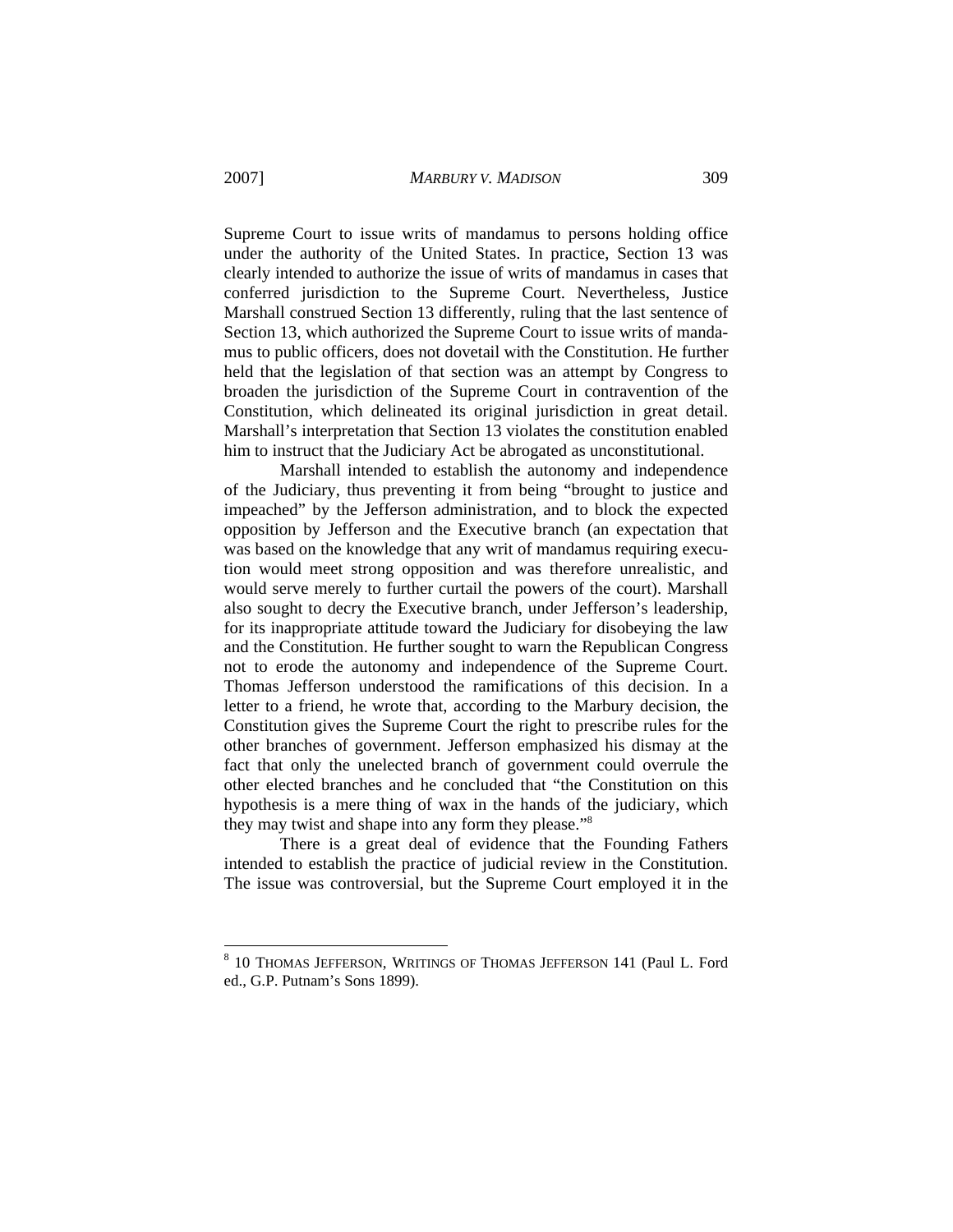Supreme Court to issue writs of mandamus to persons holding office under the authority of the United States. In practice, Section 13 was clearly intended to authorize the issue of writs of mandamus in cases that conferred jurisdiction to the Supreme Court. Nevertheless, Justice Marshall construed Section 13 differently, ruling that the last sentence of Section 13, which authorized the Supreme Court to issue writs of mandamus to public officers, does not dovetail with the Constitution. He further held that the legislation of that section was an attempt by Congress to broaden the jurisdiction of the Supreme Court in contravention of the Constitution, which delineated its original jurisdiction in great detail. Marshall's interpretation that Section 13 violates the constitution enabled him to instruct that the Judiciary Act be abrogated as unconstitutional.

Marshall intended to establish the autonomy and independence of the Judiciary, thus preventing it from being "brought to justice and impeached" by the Jefferson administration, and to block the expected opposition by Jefferson and the Executive branch (an expectation that was based on the knowledge that any writ of mandamus requiring execution would meet strong opposition and was therefore unrealistic, and would serve merely to further curtail the powers of the court). Marshall also sought to decry the Executive branch, under Jefferson's leadership, for its inappropriate attitude toward the Judiciary for disobeying the law and the Constitution. He further sought to warn the Republican Congress not to erode the autonomy and independence of the Supreme Court. Thomas Jefferson understood the ramifications of this decision. In a letter to a friend, he wrote that, according to the Marbury decision, the Constitution gives the Supreme Court the right to prescribe rules for the other branches of government. Jefferson emphasized his dismay at the fact that only the unelected branch of government could overrule the other elected branches and he concluded that "the Constitution on this hypothesis is a mere thing of wax in the hands of the judiciary, which they may twist and shape into any form they please."[8]

There is a great deal of evidence that the Founding Fathers intended to establish the practice of judicial review in the Constitution. The issue was controversial, but the Supreme Court employed it in the

---

[8] 10 THOMAS JEFFERSON, WRITINGS OF THOMAS JEFFERSON 141 (Paul L. Ford ed., G.P. Putnam's Sons 1899).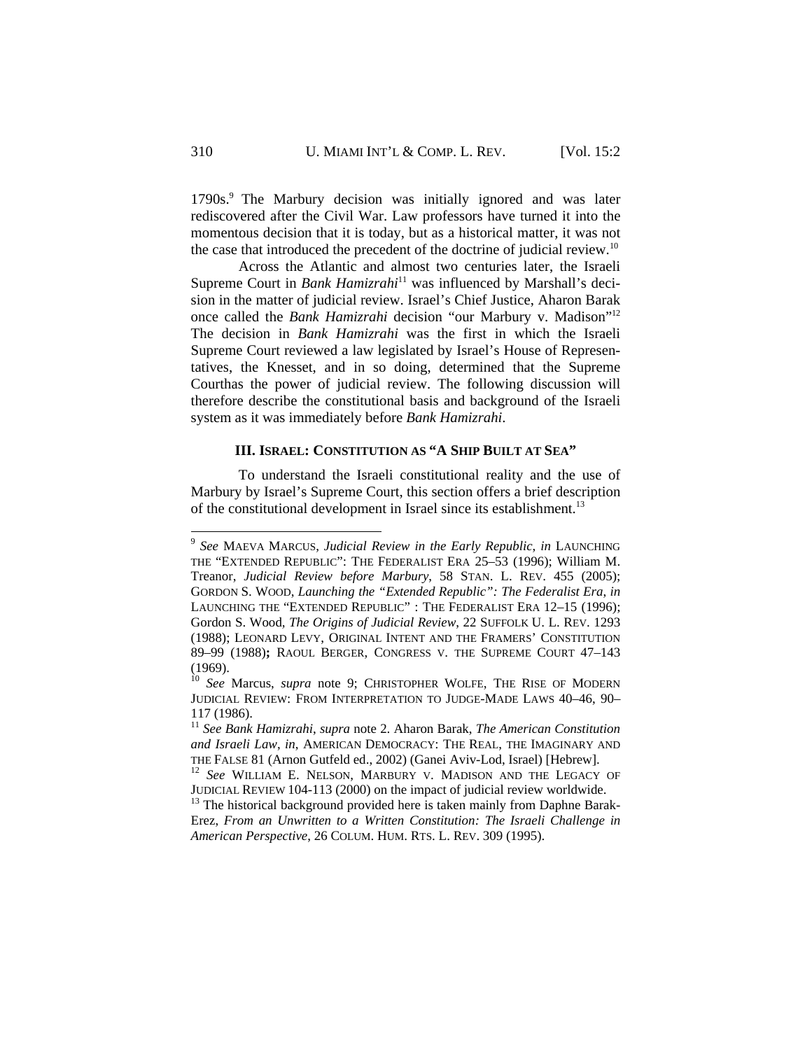1790s.[9] The Marbury decision was initially ignored and was later rediscovered after the Civil War. Law professors have turned it into the momentous decision that it is today, but as a historical matter, it was not the case that introduced the precedent of the doctrine of judicial review.[10]

Across the Atlantic and almost two centuries later, the Israeli Supreme Court in *Bank Hamizrahi*[11] was influenced by Marshall's decision in the matter of judicial review. Israel's Chief Justice, Aharon Barak once called the *Bank Hamizrahi* decision "our Marbury v. Madison"[12] The decision in *Bank Hamizrahi* was the first in which the Israeli Supreme Court reviewed a law legislated by Israel's House of Representatives, the Knesset, and in so doing, determined that the Supreme Courthas the power of judicial review. The following discussion will therefore describe the constitutional basis and background of the Israeli system as it was immediately before *Bank Hamizrahi*.

### III. Israel: Constitution as "A Ship Built at Sea"

To understand the Israeli constitutional reality and the use of Marbury by Israel's Supreme Court, this section offers a brief description of the constitutional development in Israel since its establishment.[13]

---

[9] *See* MAEVA MARCUS, *Judicial Review in the Early Republic*, *in* LAUNCHING THE "EXTENDED REPUBLIC": THE FEDERALIST ERA 25–53 (1996); William M. Treanor, *Judicial Review before Marbury*, 58 STAN. L. REV. 455 (2005); GORDON S. WOOD, *Launching the "Extended Republic": The Federalist Era*, *in* LAUNCHING THE "EXTENDED REPUBLIC" : THE FEDERALIST ERA 12–15 (1996); Gordon S. Wood, *The Origins of Judicial Review*, 22 SUFFOLK U. L. REV. 1293 (1988); LEONARD LEVY, ORIGINAL INTENT AND THE FRAMERS' CONSTITUTION 89–99 (1988)**;** RAOUL BERGER, CONGRESS V. THE SUPREME COURT 47–143 (1969).

[10] *See* Marcus, *supra* note 9; CHRISTOPHER WOLFE, THE RISE OF MODERN JUDICIAL REVIEW: FROM INTERPRETATION TO JUDGE-MADE LAWS 40–46, 90–117 (1986).

[11] *See Bank Hamizrahi*, *supra* note 2. Aharon Barak, *The American Constitution and Israeli Law*, *in*, AMERICAN DEMOCRACY: THE REAL, THE IMAGINARY AND THE FALSE 81 (Arnon Gutfeld ed., 2002) (Ganei Aviv-Lod, Israel) [Hebrew].

[12] *See* WILLIAM E. NELSON, MARBURY V. MADISON AND THE LEGACY OF JUDICIAL REVIEW 104-113 (2000) on the impact of judicial review worldwide.

[13] The historical background provided here is taken mainly from Daphne Barak-Erez, *From an Unwritten to a Written Constitution: The Israeli Challenge in American Perspective*, 26 COLUM. HUM. RTS. L. REV. 309 (1995).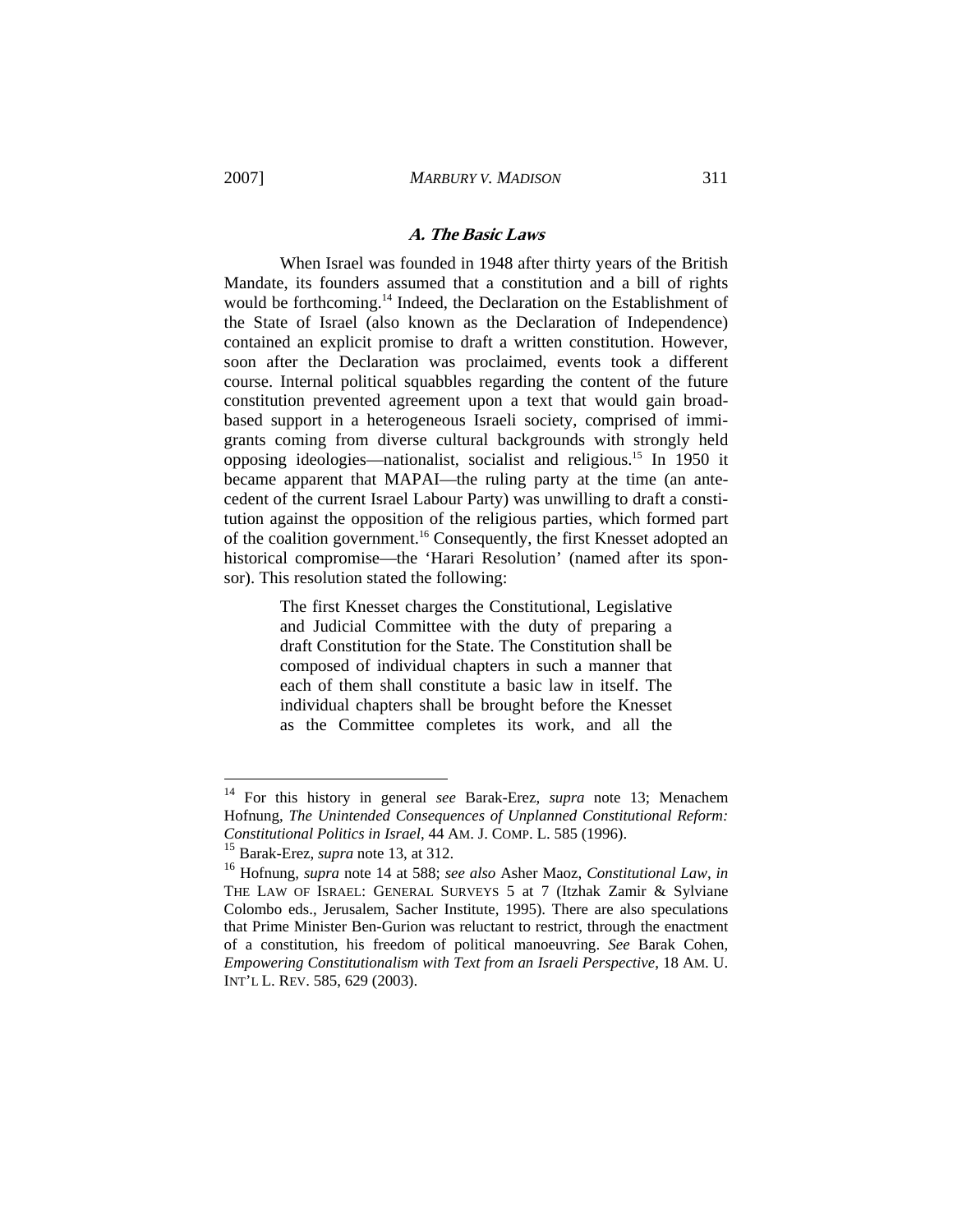### *A. The Basic Laws*

When Israel was founded in 1948 after thirty years of the British Mandate, its founders assumed that a constitution and a bill of rights would be forthcoming.[14] Indeed, the Declaration on the Establishment of the State of Israel (also known as the Declaration of Independence) contained an explicit promise to draft a written constitution. However, soon after the Declaration was proclaimed, events took a different course. Internal political squabbles regarding the content of the future constitution prevented agreement upon a text that would gain broad-based support in a heterogeneous Israeli society, comprised of immigrants coming from diverse cultural backgrounds with strongly held opposing ideologies—nationalist, socialist and religious.[15] In 1950 it became apparent that MAPAI—the ruling party at the time (an antecedent of the current Israel Labour Party) was unwilling to draft a constitution against the opposition of the religious parties, which formed part of the coalition government.[16] Consequently, the first Knesset adopted an historical compromise—the 'Harari Resolution' (named after its sponsor). This resolution stated the following:

> The first Knesset charges the Constitutional, Legislative and Judicial Committee with the duty of preparing a draft Constitution for the State. The Constitution shall be composed of individual chapters in such a manner that each of them shall constitute a basic law in itself. The individual chapters shall be brought before the Knesset as the Committee completes its work, and all the

---

[14] For this history in general *see* Barak-Erez, *supra* note 13; Menachem Hofnung, *The Unintended Consequences of Unplanned Constitutional Reform: Constitutional Politics in Israel*, 44 AM. J. COMP. L. 585 (1996).

[15] Barak-Erez, *supra* note 13, at 312.

[16] Hofnung, *supra* note 14 at 588; *see also* Asher Maoz, *Constitutional Law*, *in* THE LAW OF ISRAEL: GENERAL SURVEYS 5 at 7 (Itzhak Zamir & Sylviane Colombo eds., Jerusalem, Sacher Institute, 1995). There are also speculations that Prime Minister Ben-Gurion was reluctant to restrict, through the enactment of a constitution, his freedom of political manoeuvring. *See* Barak Cohen, *Empowering Constitutionalism with Text from an Israeli Perspective*, 18 AM. U. INT'L L. REV. 585, 629 (2003).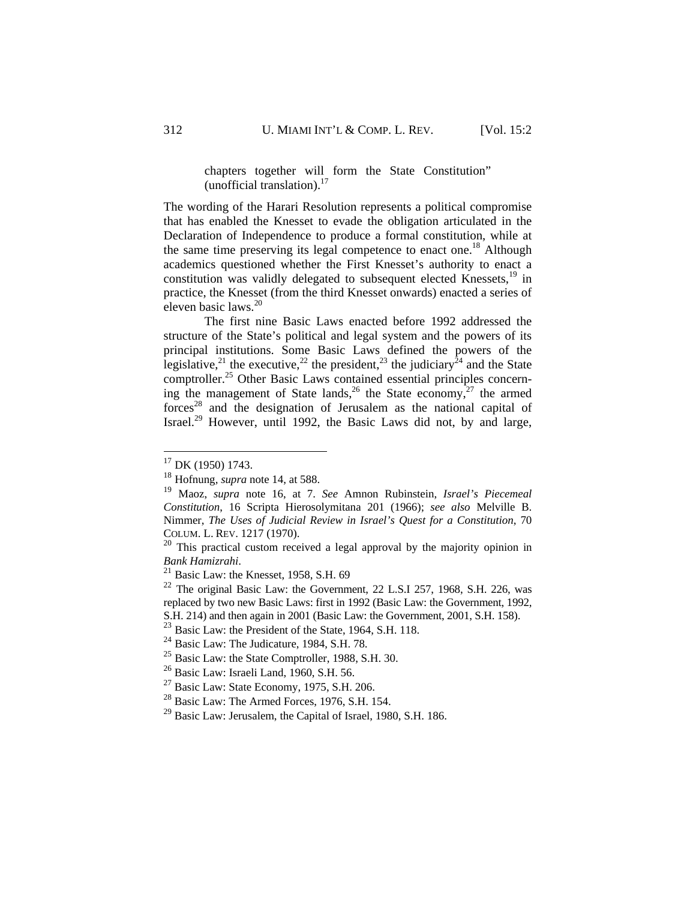chapters together will form the State Constitution" (unofficial translation).[17]

The wording of the Harari Resolution represents a political compromise that has enabled the Knesset to evade the obligation articulated in the Declaration of Independence to produce a formal constitution, while at the same time preserving its legal competence to enact one.[18] Although academics questioned whether the First Knesset's authority to enact a constitution was validly delegated to subsequent elected Knessets,[19] in practice, the Knesset (from the third Knesset onwards) enacted a series of eleven basic laws.[20]

The first nine Basic Laws enacted before 1992 addressed the structure of the State's political and legal system and the powers of its principal institutions. Some Basic Laws defined the powers of the legislative,[21] the executive,[22] the president,[23] the judiciary[24] and the State comptroller.[25] Other Basic Laws contained essential principles concerning the management of State lands,[26] the State economy,[27] the armed forces[28] and the designation of Jerusalem as the national capital of Israel.[29] However, until 1992, the Basic Laws did not, by and large,

---

[17] DK (1950) 1743.

[18] Hofnung, *supra* note 14, at 588.

[19] Maoz, *supra* note 16, at 7. *See* Amnon Rubinstein, *Israel's Piecemeal Constitution*, 16 Scripta Hierosolymitana 201 (1966); *see also* Melville B. Nimmer, *The Uses of Judicial Review in Israel's Quest for a Constitution*, 70 COLUM. L. REV. 1217 (1970).

[20] This practical custom received a legal approval by the majority opinion in *Bank Hamizrahi*.

[21] Basic Law: the Knesset, 1958, S.H. 69

[22] The original Basic Law: the Government, 22 L.S.I 257, 1968, S.H. 226, was replaced by two new Basic Laws: first in 1992 (Basic Law: the Government, 1992, S.H. 214) and then again in 2001 (Basic Law: the Government, 2001, S.H. 158).

[23] Basic Law: the President of the State, 1964, S.H. 118.

[24] Basic Law: The Judicature, 1984, S.H. 78.

[25] Basic Law: the State Comptroller, 1988, S.H. 30.

[26] Basic Law: Israeli Land, 1960, S.H. 56.

[27] Basic Law: State Economy, 1975, S.H. 206.

[28] Basic Law: The Armed Forces, 1976, S.H. 154.

[29] Basic Law: Jerusalem, the Capital of Israel, 1980, S.H. 186.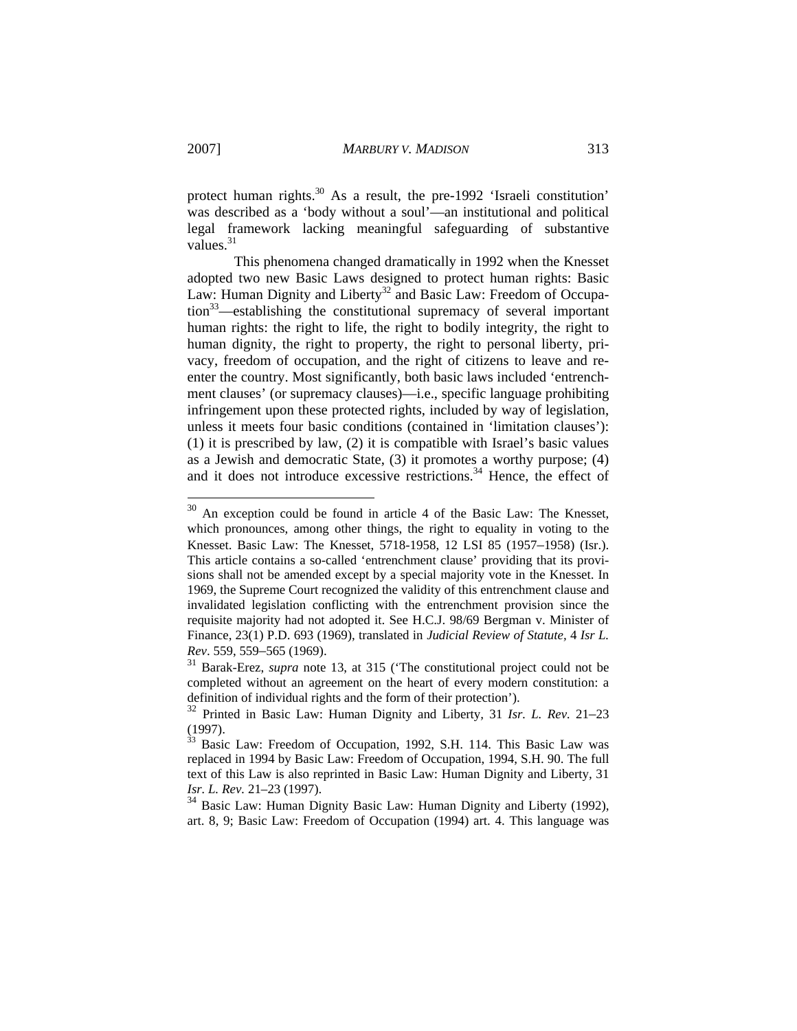protect human rights.[30] As a result, the pre-1992 'Israeli constitution' was described as a 'body without a soul'—an institutional and political legal framework lacking meaningful safeguarding of substantive values.[31]

This phenomena changed dramatically in 1992 when the Knesset adopted two new Basic Laws designed to protect human rights: Basic Law: Human Dignity and Liberty[32] and Basic Law: Freedom of Occupation[33]—establishing the constitutional supremacy of several important human rights: the right to life, the right to bodily integrity, the right to human dignity, the right to property, the right to personal liberty, privacy, freedom of occupation, and the right of citizens to leave and re-enter the country. Most significantly, both basic laws included 'entrenchment clauses' (or supremacy clauses)—i.e., specific language prohibiting infringement upon these protected rights, included by way of legislation, unless it meets four basic conditions (contained in 'limitation clauses'): (1) it is prescribed by law, (2) it is compatible with Israel's basic values as a Jewish and democratic State, (3) it promotes a worthy purpose; (4) and it does not introduce excessive restrictions.[34] Hence, the effect of

---

[30] An exception could be found in article 4 of the Basic Law: The Knesset, which pronounces, among other things, the right to equality in voting to the Knesset. Basic Law: The Knesset, 5718-1958, 12 LSI 85 (1957–1958) (Isr.). This article contains a so-called 'entrenchment clause' providing that its provisions shall not be amended except by a special majority vote in the Knesset. In 1969, the Supreme Court recognized the validity of this entrenchment clause and invalidated legislation conflicting with the entrenchment provision since the requisite majority had not adopted it. See H.C.J. 98/69 Bergman v. Minister of Finance, 23(1) P.D. 693 (1969), translated in *Judicial Review of Statute,* 4 *Isr L. Rev*. 559, 559–565 (1969).

[31] Barak-Erez, *supra* note 13, at 315 ('The constitutional project could not be completed without an agreement on the heart of every modern constitution: a definition of individual rights and the form of their protection').

[32] Printed in Basic Law: Human Dignity and Liberty, 31 *Isr. L. Rev.* 21–23 (1997).

[33] Basic Law: Freedom of Occupation, 1992, S.H. 114. This Basic Law was replaced in 1994 by Basic Law: Freedom of Occupation, 1994, S.H. 90. The full text of this Law is also reprinted in Basic Law: Human Dignity and Liberty, 31 *Isr. L. Rev.* 21–23 (1997).

[34] Basic Law: Human Dignity Basic Law: Human Dignity and Liberty (1992), art. 8, 9; Basic Law: Freedom of Occupation (1994) art. 4. This language was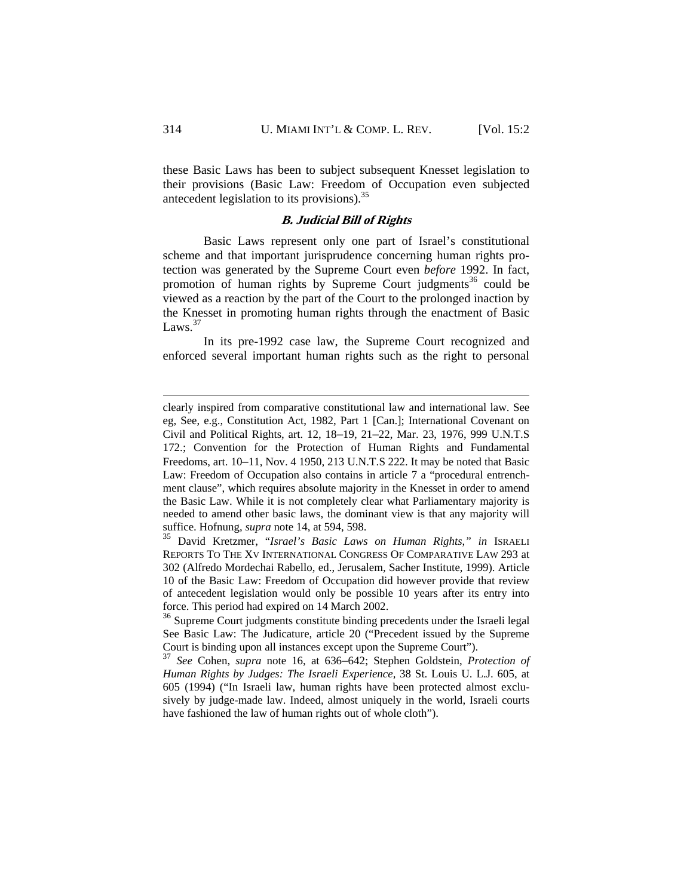these Basic Laws has been to subject subsequent Knesset legislation to their provisions (Basic Law: Freedom of Occupation even subjected antecedent legislation to its provisions).[35]

### *B. Judicial Bill of Rights*

Basic Laws represent only one part of Israel's constitutional scheme and that important jurisprudence concerning human rights protection was generated by the Supreme Court even *before* 1992. In fact, promotion of human rights by Supreme Court judgments[36] could be viewed as a reaction by the part of the Court to the prolonged inaction by the Knesset in promoting human rights through the enactment of Basic Laws.[37]

In its pre-1992 case law, the Supreme Court recognized and enforced several important human rights such as the right to personal

---

clearly inspired from comparative constitutional law and international law. See eg, See, e.g., Constitution Act, 1982, Part 1 [Can.]; International Covenant on Civil and Political Rights, art. 12, 18–19, 21–22, Mar. 23, 1976, 999 U.N.T.S 172.; Convention for the Protection of Human Rights and Fundamental Freedoms, art. 10–11, Nov. 4 1950, 213 U.N.T.S 222. It may be noted that Basic Law: Freedom of Occupation also contains in article 7 a "procedural entrenchment clause", which requires absolute majority in the Knesset in order to amend the Basic Law. While it is not completely clear what Parliamentary majority is needed to amend other basic laws, the dominant view is that any majority will suffice. Hofnung, *supra* note 14, at 594, 598.

[35] David Kretzmer, "*Israel's Basic Laws on Human Rights,*" *in* ISRAELI REPORTS TO THE XV INTERNATIONAL CONGRESS OF COMPARATIVE LAW 293 at 302 (Alfredo Mordechai Rabello, ed., Jerusalem, Sacher Institute, 1999). Article 10 of the Basic Law: Freedom of Occupation did however provide that review of antecedent legislation would only be possible 10 years after its entry into force. This period had expired on 14 March 2002.

[36] Supreme Court judgments constitute binding precedents under the Israeli legal See Basic Law: The Judicature, article 20 ("Precedent issued by the Supreme Court is binding upon all instances except upon the Supreme Court").

[37] *See* Cohen, *supra* note 16, at 636–642; Stephen Goldstein, *Protection of Human Rights by Judges: The Israeli Experience*, 38 St. Louis U. L.J. 605, at 605 (1994) ("In Israeli law, human rights have been protected almost exclusively by judge-made law. Indeed, almost uniquely in the world, Israeli courts have fashioned the law of human rights out of whole cloth").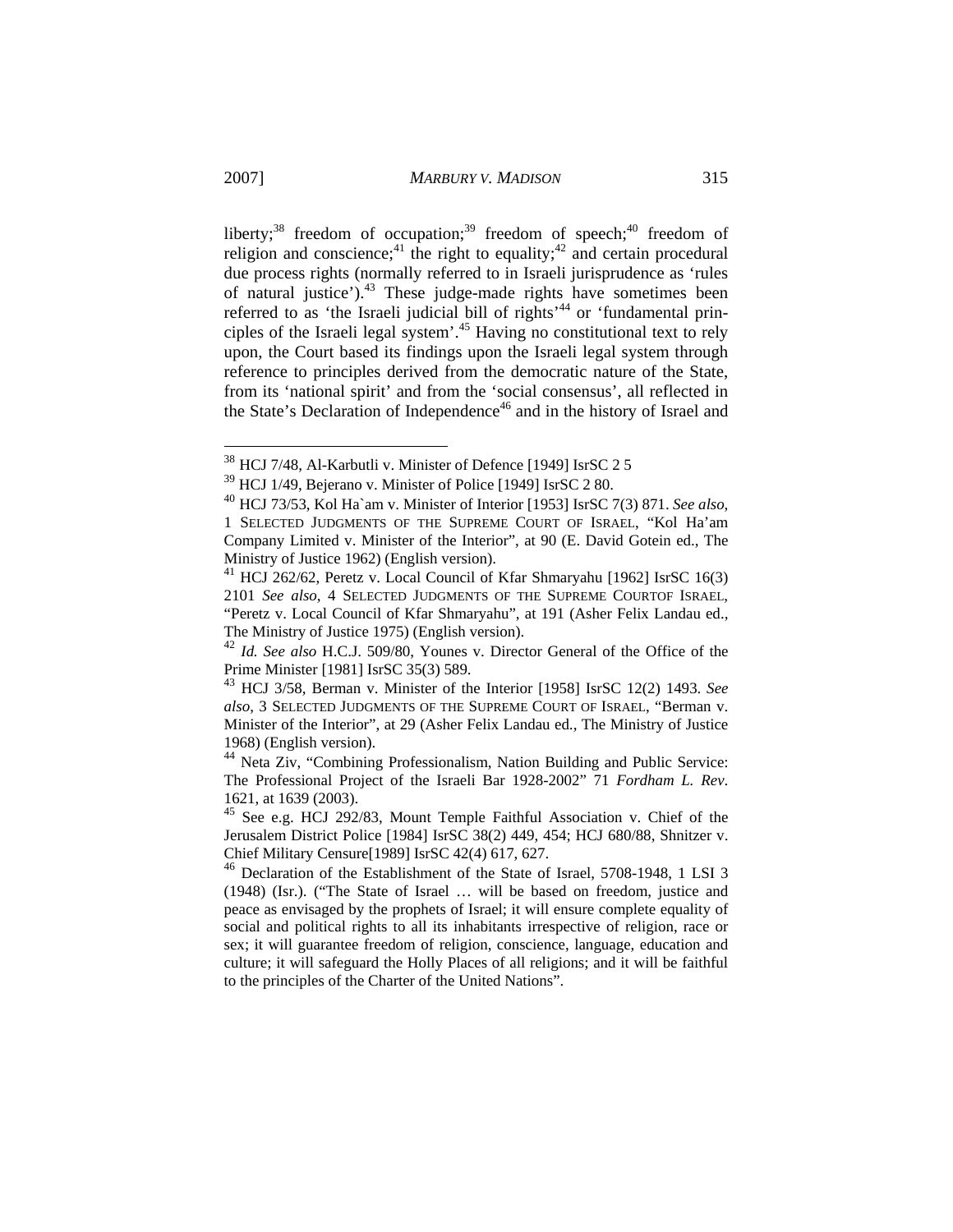liberty;[38] freedom of occupation;[39] freedom of speech;[40] freedom of religion and conscience;[41] the right to equality;[42] and certain procedural due process rights (normally referred to in Israeli jurisprudence as 'rules of natural justice').[43] These judge-made rights have sometimes been referred to as 'the Israeli judicial bill of rights'[44] or 'fundamental principles of the Israeli legal system'.[45] Having no constitutional text to rely upon, the Court based its findings upon the Israeli legal system through reference to principles derived from the democratic nature of the State, from its 'national spirit' and from the 'social consensus', all reflected in the State's Declaration of Independence[46] and in the history of Israel and

---

[38] HCJ 7/48, Al-Karbutli v. Minister of Defence [1949] IsrSC 2 5

[39] HCJ 1/49, Bejerano v. Minister of Police [1949] IsrSC 2 80.

[40] HCJ 73/53, Kol Ha`am v. Minister of Interior [1953] IsrSC 7(3) 871. *See also*, 1 SELECTED JUDGMENTS OF THE SUPREME COURT OF ISRAEL, "Kol Ha'am Company Limited v. Minister of the Interior", at 90 (E. David Gotein ed., The Ministry of Justice 1962) (English version).

[41] HCJ 262/62, Peretz v. Local Council of Kfar Shmaryahu [1962] IsrSC 16(3) 2101 *See also*, 4 SELECTED JUDGMENTS OF THE SUPREME COURTOF ISRAEL, "Peretz v. Local Council of Kfar Shmaryahu", at 191 (Asher Felix Landau ed., The Ministry of Justice 1975) (English version).

[42] *Id. See also* H.C.J. 509/80, Younes v. Director General of the Office of the Prime Minister [1981] IsrSC 35(3) 589.

[43] HCJ 3/58, Berman v. Minister of the Interior [1958] IsrSC 12(2) 1493. *See also*, 3 SELECTED JUDGMENTS OF THE SUPREME COURT OF ISRAEL, "Berman v. Minister of the Interior", at 29 (Asher Felix Landau ed., The Ministry of Justice 1968) (English version).

[44] Neta Ziv, "Combining Professionalism, Nation Building and Public Service: The Professional Project of the Israeli Bar 1928-2002" 71 *Fordham L. Rev*. 1621, at 1639 (2003).

[45] See e.g. HCJ 292/83, Mount Temple Faithful Association v. Chief of the Jerusalem District Police [1984] IsrSC 38(2) 449, 454; HCJ 680/88, Shnitzer v. Chief Military Censure[1989] IsrSC 42(4) 617, 627.

[46] Declaration of the Establishment of the State of Israel, 5708-1948, 1 LSI 3 (1948) (Isr.). ("The State of Israel … will be based on freedom, justice and peace as envisaged by the prophets of Israel; it will ensure complete equality of social and political rights to all its inhabitants irrespective of religion, race or sex; it will guarantee freedom of religion, conscience, language, education and culture; it will safeguard the Holly Places of all religions; and it will be faithful to the principles of the Charter of the United Nations".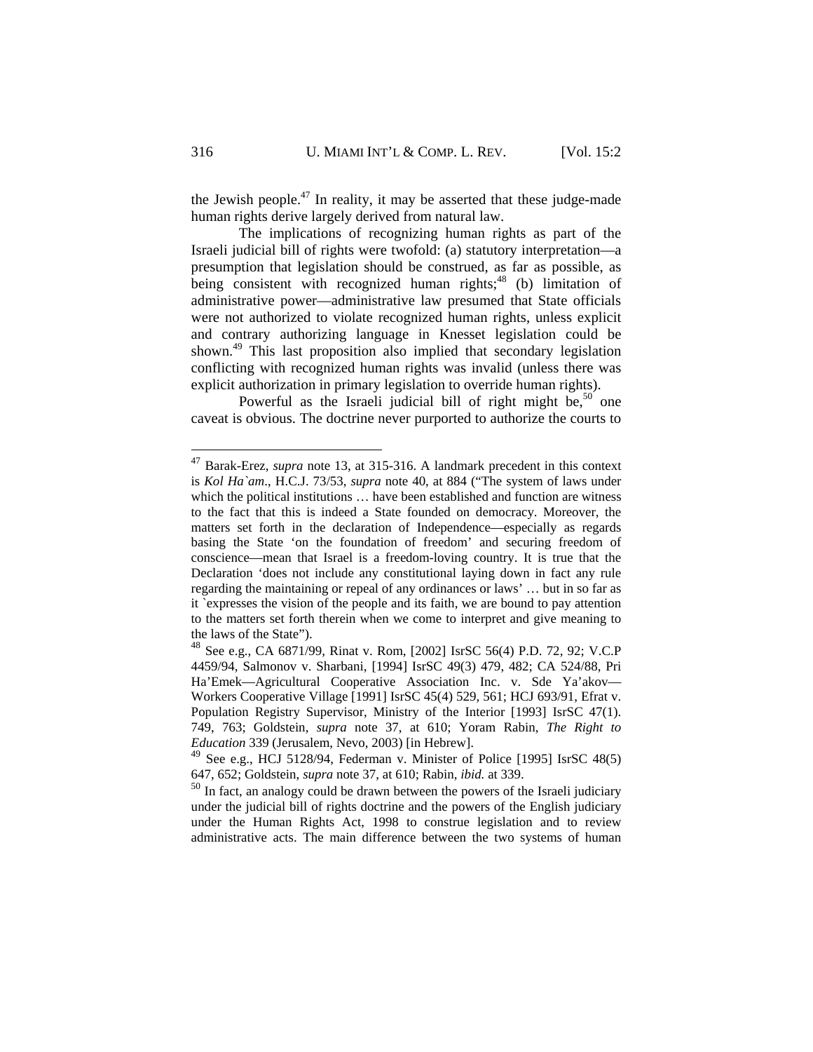the Jewish people.[47] In reality, it may be asserted that these judge-made human rights derive largely derived from natural law.

The implications of recognizing human rights as part of the Israeli judicial bill of rights were twofold: (a) statutory interpretation—a presumption that legislation should be construed, as far as possible, as being consistent with recognized human rights;[48] (b) limitation of administrative power—administrative law presumed that State officials were not authorized to violate recognized human rights, unless explicit and contrary authorizing language in Knesset legislation could be shown.[49] This last proposition also implied that secondary legislation conflicting with recognized human rights was invalid (unless there was explicit authorization in primary legislation to override human rights).

Powerful as the Israeli judicial bill of right might be,[50] one caveat is obvious. The doctrine never purported to authorize the courts to

---

[47] Barak-Erez, *supra* note 13, at 315-316. A landmark precedent in this context is *Kol Ha`am*., H.C.J. 73/53, *supra* note 40, at 884 ("The system of laws under which the political institutions … have been established and function are witness to the fact that this is indeed a State founded on democracy. Moreover, the matters set forth in the declaration of Independence—especially as regards basing the State 'on the foundation of freedom' and securing freedom of conscience—mean that Israel is a freedom-loving country. It is true that the Declaration 'does not include any constitutional laying down in fact any rule regarding the maintaining or repeal of any ordinances or laws' … but in so far as it `expresses the vision of the people and its faith, we are bound to pay attention to the matters set forth therein when we come to interpret and give meaning to the laws of the State").

[48] See e.g., CA 6871/99, Rinat v. Rom, [2002] IsrSC 56(4) P.D. 72, 92; V.C.P 4459/94, Salmonov v. Sharbani, [1994] IsrSC 49(3) 479, 482; CA 524/88, Pri Ha'Emek—Agricultural Cooperative Association Inc. v. Sde Ya'akov—Workers Cooperative Village [1991] IsrSC 45(4) 529, 561; HCJ 693/91, Efrat v. Population Registry Supervisor, Ministry of the Interior [1993] IsrSC 47(1). 749, 763; Goldstein, *supra* note 37, at 610; Yoram Rabin, *The Right to Education* 339 (Jerusalem, Nevo, 2003) [in Hebrew].

[49] See e.g., HCJ 5128/94, Federman v. Minister of Police [1995] IsrSC 48(5) 647, 652; Goldstein, *supra* note 37, at 610; Rabin, *ibid.* at 339.

[50] In fact, an analogy could be drawn between the powers of the Israeli judiciary under the judicial bill of rights doctrine and the powers of the English judiciary under the Human Rights Act, 1998 to construe legislation and to review administrative acts. The main difference between the two systems of human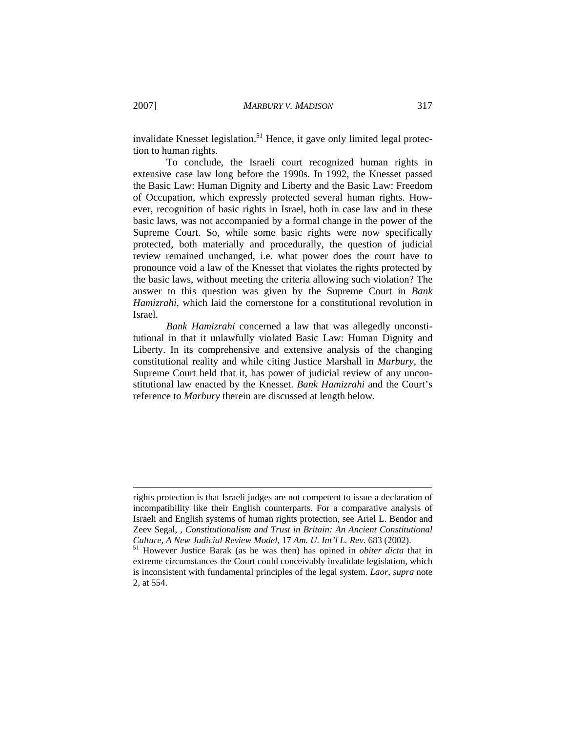invalidate Knesset legislation.[51] Hence, it gave only limited legal protection to human rights.

To conclude, the Israeli court recognized human rights in extensive case law long before the 1990s. In 1992, the Knesset passed the Basic Law: Human Dignity and Liberty and the Basic Law: Freedom of Occupation, which expressly protected several human rights. However, recognition of basic rights in Israel, both in case law and in these basic laws, was not accompanied by a formal change in the power of the Supreme Court. So, while some basic rights were now specifically protected, both materially and procedurally, the question of judicial review remained unchanged, i.e. what power does the court have to pronounce void a law of the Knesset that violates the rights protected by the basic laws, without meeting the criteria allowing such violation? The answer to this question was given by the Supreme Court in *Bank Hamizrahi*, which laid the cornerstone for a constitutional revolution in Israel.

*Bank Hamizrahi* concerned a law that was allegedly unconstitutional in that it unlawfully violated Basic Law: Human Dignity and Liberty. In its comprehensive and extensive analysis of the changing constitutional reality and while citing Justice Marshall in *Marbury*, the Supreme Court held that it, has power of judicial review of any unconstitutional law enacted by the Knesset. *Bank Hamizrahi* and the Court's reference to *Marbury* therein are discussed at length below.

---

rights protection is that Israeli judges are not competent to issue a declaration of incompatibility like their English counterparts. For a comparative analysis of Israeli and English systems of human rights protection, see Ariel L. Bendor and Zeev Segal, , *Constitutionalism and Trust in Britain: An Ancient Constitutional Culture, A New Judicial Review Model*, 17 *Am. U. Int'l L. Rev.* 683 (2002).

[51] However Justice Barak (as he was then) has opined in *obiter dicta* that in extreme circumstances the Court could conceivably invalidate legislation, which is inconsistent with fundamental principles of the legal system. *Laor*, *supra* note 2, at 554.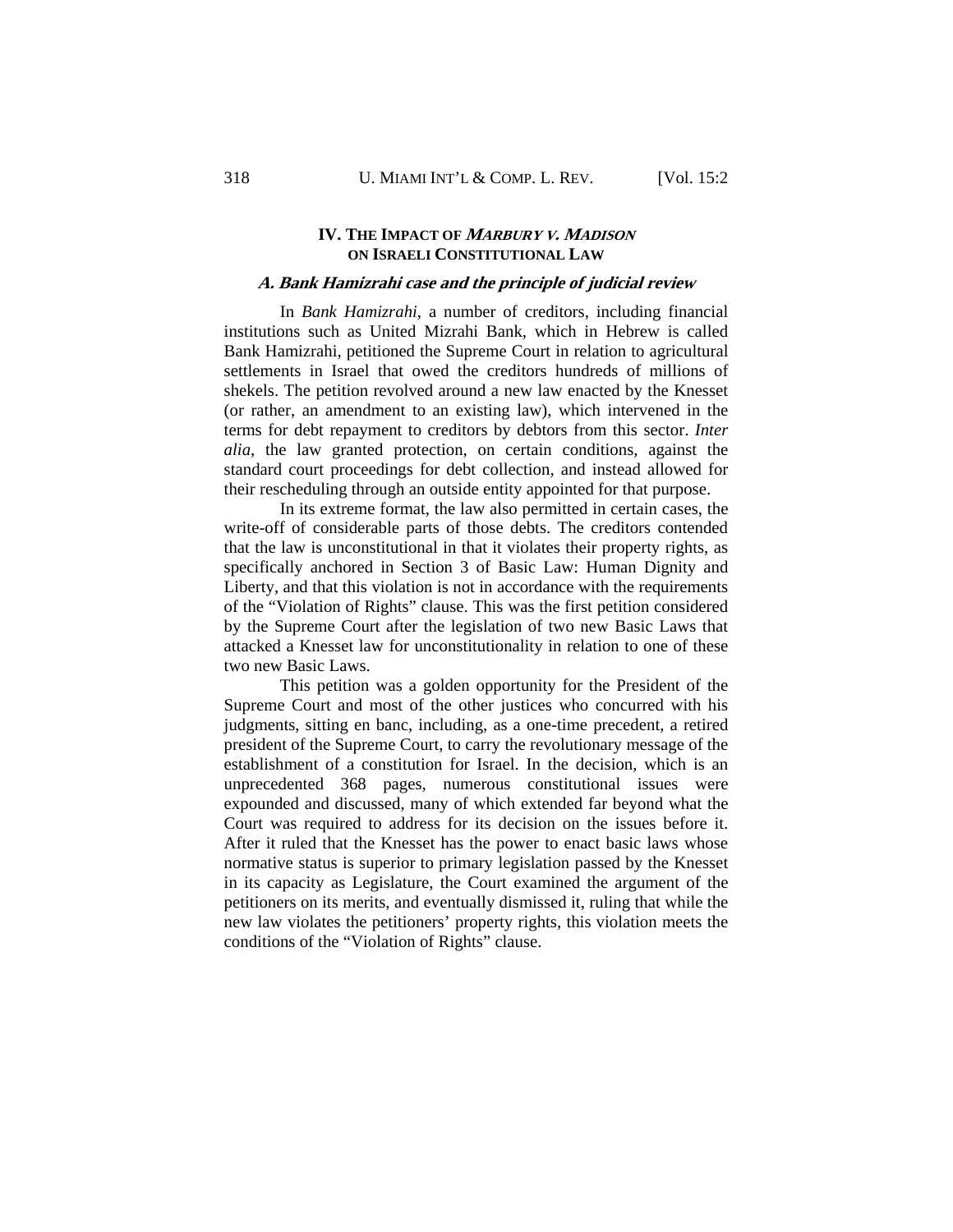## IV. THE IMPACT OF *MARBURY V. MADISON* ON ISRAELI CONSTITUTIONAL LAW

### *A. Bank Hamizrahi case and the principle of judicial review*

In *Bank Hamizrahi*, a number of creditors, including financial institutions such as United Mizrahi Bank, which in Hebrew is called Bank Hamizrahi, petitioned the Supreme Court in relation to agricultural settlements in Israel that owed the creditors hundreds of millions of shekels. The petition revolved around a new law enacted by the Knesset (or rather, an amendment to an existing law), which intervened in the terms for debt repayment to creditors by debtors from this sector. *Inter alia*, the law granted protection, on certain conditions, against the standard court proceedings for debt collection, and instead allowed for their rescheduling through an outside entity appointed for that purpose.

In its extreme format, the law also permitted in certain cases, the write-off of considerable parts of those debts. The creditors contended that the law is unconstitutional in that it violates their property rights, as specifically anchored in Section 3 of Basic Law: Human Dignity and Liberty, and that this violation is not in accordance with the requirements of the "Violation of Rights" clause. This was the first petition considered by the Supreme Court after the legislation of two new Basic Laws that attacked a Knesset law for unconstitutionality in relation to one of these two new Basic Laws.

This petition was a golden opportunity for the President of the Supreme Court and most of the other justices who concurred with his judgments, sitting en banc, including, as a one-time precedent, a retired president of the Supreme Court, to carry the revolutionary message of the establishment of a constitution for Israel. In the decision, which is an unprecedented 368 pages, numerous constitutional issues were expounded and discussed, many of which extended far beyond what the Court was required to address for its decision on the issues before it. After it ruled that the Knesset has the power to enact basic laws whose normative status is superior to primary legislation passed by the Knesset in its capacity as Legislature, the Court examined the argument of the petitioners on its merits, and eventually dismissed it, ruling that while the new law violates the petitioners' property rights, this violation meets the conditions of the "Violation of Rights" clause.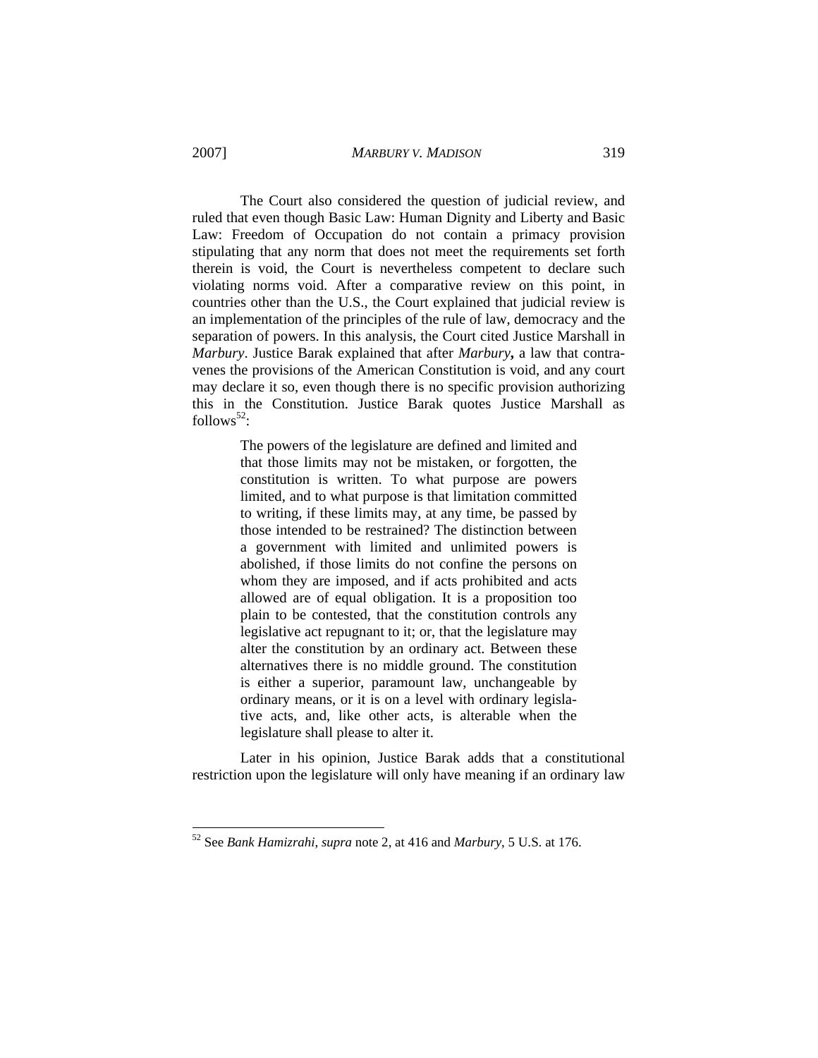The Court also considered the question of judicial review, and ruled that even though Basic Law: Human Dignity and Liberty and Basic Law: Freedom of Occupation do not contain a primacy provision stipulating that any norm that does not meet the requirements set forth therein is void, the Court is nevertheless competent to declare such violating norms void. After a comparative review on this point, in countries other than the U.S., the Court explained that judicial review is an implementation of the principles of the rule of law, democracy and the separation of powers. In this analysis, the Court cited Justice Marshall in *Marbury*. Justice Barak explained that after ***Marbury*****,** a law that contravenes the provisions of the American Constitution is void, and any court may declare it so, even though there is no specific provision authorizing this in the Constitution. Justice Barak quotes Justice Marshall as follows[52]:

> The powers of the legislature are defined and limited and that those limits may not be mistaken, or forgotten, the constitution is written. To what purpose are powers limited, and to what purpose is that limitation committed to writing, if these limits may, at any time, be passed by those intended to be restrained? The distinction between a government with limited and unlimited powers is abolished, if those limits do not confine the persons on whom they are imposed, and if acts prohibited and acts allowed are of equal obligation. It is a proposition too plain to be contested, that the constitution controls any legislative act repugnant to it; or, that the legislature may alter the constitution by an ordinary act. Between these alternatives there is no middle ground. The constitution is either a superior, paramount law, unchangeable by ordinary means, or it is on a level with ordinary legislative acts, and, like other acts, is alterable when the legislature shall please to alter it.

Later in his opinion, Justice Barak adds that a constitutional restriction upon the legislature will only have meaning if an ordinary law

---

[52] See *Bank Hamizrahi*, *supra* note 2, at 416 and *Marbury*, 5 U.S. at 176.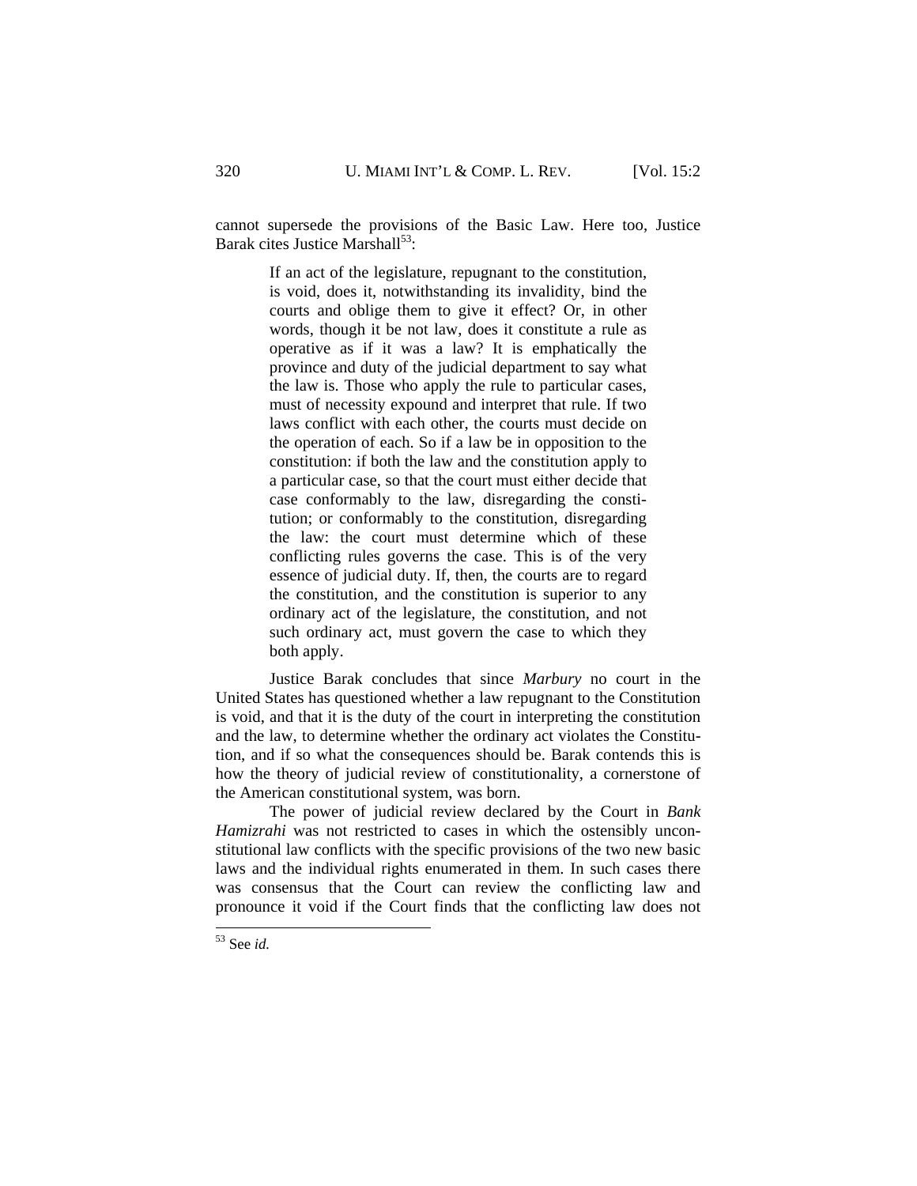cannot supersede the provisions of the Basic Law. Here too, Justice Barak cites Justice Marshall[53]:

> If an act of the legislature, repugnant to the constitution, is void, does it, notwithstanding its invalidity, bind the courts and oblige them to give it effect? Or, in other words, though it be not law, does it constitute a rule as operative as if it was a law? It is emphatically the province and duty of the judicial department to say what the law is. Those who apply the rule to particular cases, must of necessity expound and interpret that rule. If two laws conflict with each other, the courts must decide on the operation of each. So if a law be in opposition to the constitution: if both the law and the constitution apply to a particular case, so that the court must either decide that case conformably to the law, disregarding the constitution; or conformably to the constitution, disregarding the law: the court must determine which of these conflicting rules governs the case. This is of the very essence of judicial duty. If, then, the courts are to regard the constitution, and the constitution is superior to any ordinary act of the legislature, the constitution, and not such ordinary act, must govern the case to which they both apply.

Justice Barak concludes that since *Marbury* no court in the United States has questioned whether a law repugnant to the Constitution is void, and that it is the duty of the court in interpreting the constitution and the law, to determine whether the ordinary act violates the Constitution, and if so what the consequences should be. Barak contends this is how the theory of judicial review of constitutionality, a cornerstone of the American constitutional system, was born.

The power of judicial review declared by the Court in *Bank Hamizrahi* was not restricted to cases in which the ostensibly unconstitutional law conflicts with the specific provisions of the two new basic laws and the individual rights enumerated in them. In such cases there was consensus that the Court can review the conflicting law and pronounce it void if the Court finds that the conflicting law does not

[53] See *id.*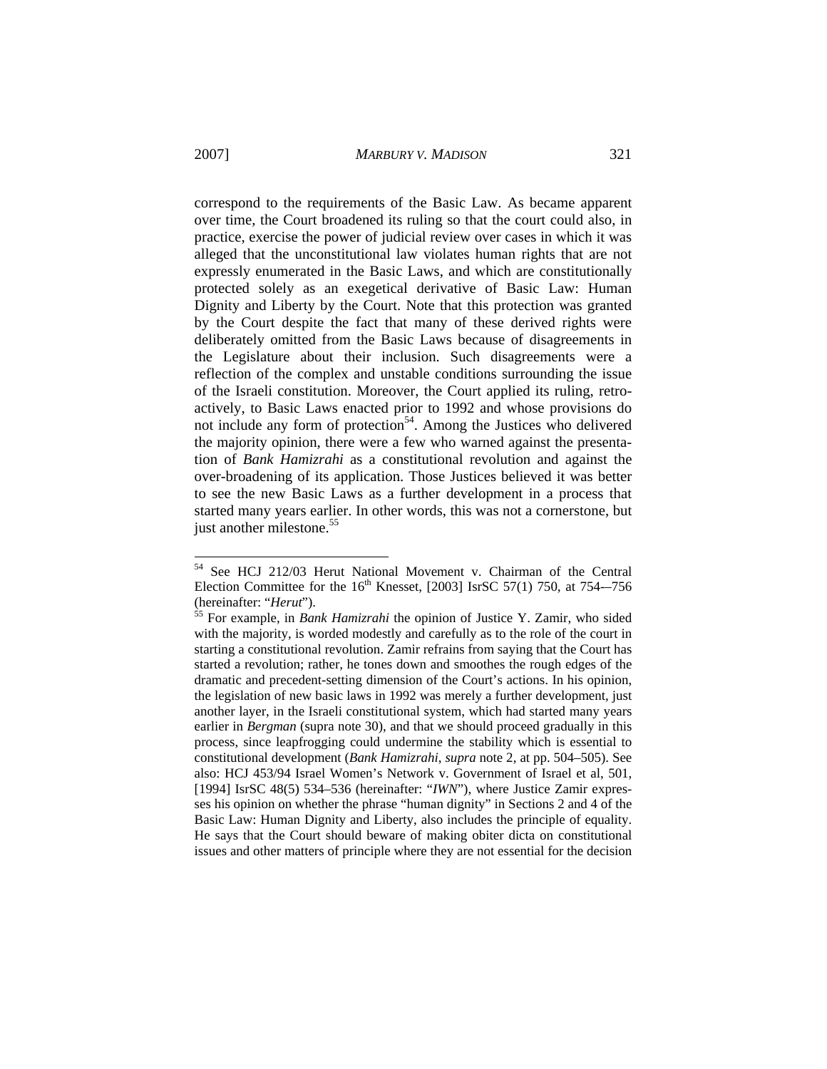correspond to the requirements of the Basic Law. As became apparent over time, the Court broadened its ruling so that the court could also, in practice, exercise the power of judicial review over cases in which it was alleged that the unconstitutional law violates human rights that are not expressly enumerated in the Basic Laws, and which are constitutionally protected solely as an exegetical derivative of Basic Law: Human Dignity and Liberty by the Court. Note that this protection was granted by the Court despite the fact that many of these derived rights were deliberately omitted from the Basic Laws because of disagreements in the Legislature about their inclusion. Such disagreements were a reflection of the complex and unstable conditions surrounding the issue of the Israeli constitution. Moreover, the Court applied its ruling, retroactively, to Basic Laws enacted prior to 1992 and whose provisions do not include any form of protection[54]. Among the Justices who delivered the majority opinion, there were a few who warned against the presentation of *Bank Hamizrahi* as a constitutional revolution and against the over-broadening of its application. Those Justices believed it was better to see the new Basic Laws as a further development in a process that started many years earlier. In other words, this was not a cornerstone, but just another milestone.[55]

---

[54] See HCJ 212/03 Herut National Movement v. Chairman of the Central Election Committee for the 16th Knesset, [2003] IsrSC 57(1) 750, at 754-–756 (hereinafter: "*Herut*").

[55] For example, in *Bank Hamizrahi* the opinion of Justice Y. Zamir, who sided with the majority, is worded modestly and carefully as to the role of the court in starting a constitutional revolution. Zamir refrains from saying that the Court has started a revolution; rather, he tones down and smoothes the rough edges of the dramatic and precedent-setting dimension of the Court's actions. In his opinion, the legislation of new basic laws in 1992 was merely a further development, just another layer, in the Israeli constitutional system, which had started many years earlier in *Bergman* (supra note 30), and that we should proceed gradually in this process, since leapfrogging could undermine the stability which is essential to constitutional development (*Bank Hamizrahi*, *supra* note 2, at pp. 504–505). See also: HCJ 453/94 Israel Women's Network v. Government of Israel et al, 501, [1994] IsrSC 48(5) 534–536 (hereinafter: "*IWN*"), where Justice Zamir expresses his opinion on whether the phrase "human dignity" in Sections 2 and 4 of the Basic Law: Human Dignity and Liberty, also includes the principle of equality. He says that the Court should beware of making obiter dicta on constitutional issues and other matters of principle where they are not essential for the decision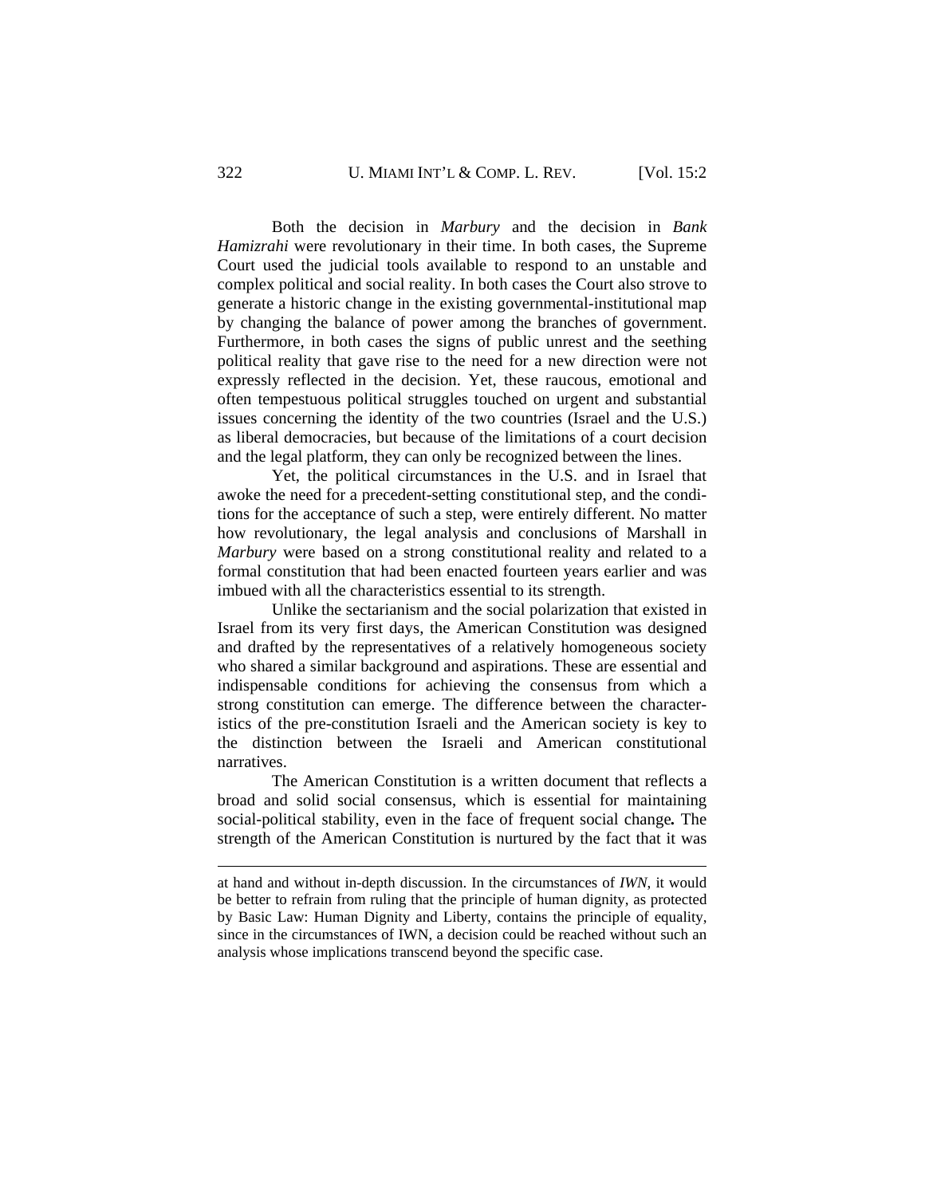Both the decision in *Marbury* and the decision in *Bank Hamizrahi* were revolutionary in their time. In both cases, the Supreme Court used the judicial tools available to respond to an unstable and complex political and social reality. In both cases the Court also strove to generate a historic change in the existing governmental-institutional map by changing the balance of power among the branches of government. Furthermore, in both cases the signs of public unrest and the seething political reality that gave rise to the need for a new direction were not expressly reflected in the decision. Yet, these raucous, emotional and often tempestuous political struggles touched on urgent and substantial issues concerning the identity of the two countries (Israel and the U.S.) as liberal democracies, but because of the limitations of a court decision and the legal platform, they can only be recognized between the lines.

Yet, the political circumstances in the U.S. and in Israel that awoke the need for a precedent-setting constitutional step, and the conditions for the acceptance of such a step, were entirely different. No matter how revolutionary, the legal analysis and conclusions of Marshall in *Marbury* were based on a strong constitutional reality and related to a formal constitution that had been enacted fourteen years earlier and was imbued with all the characteristics essential to its strength.

Unlike the sectarianism and the social polarization that existed in Israel from its very first days, the American Constitution was designed and drafted by the representatives of a relatively homogeneous society who shared a similar background and aspirations. These are essential and indispensable conditions for achieving the consensus from which a strong constitution can emerge. The difference between the characteristics of the pre-constitution Israeli and the American society is key to the distinction between the Israeli and American constitutional narratives.

The American Constitution is a written document that reflects a broad and solid social consensus, which is essential for maintaining social-political stability, even in the face of frequent social change**.** The strength of the American Constitution is nurtured by the fact that it was

---

at hand and without in-depth discussion. In the circumstances of *IWN*, it would be better to refrain from ruling that the principle of human dignity, as protected by Basic Law: Human Dignity and Liberty, contains the principle of equality, since in the circumstances of IWN, a decision could be reached without such an analysis whose implications transcend beyond the specific case.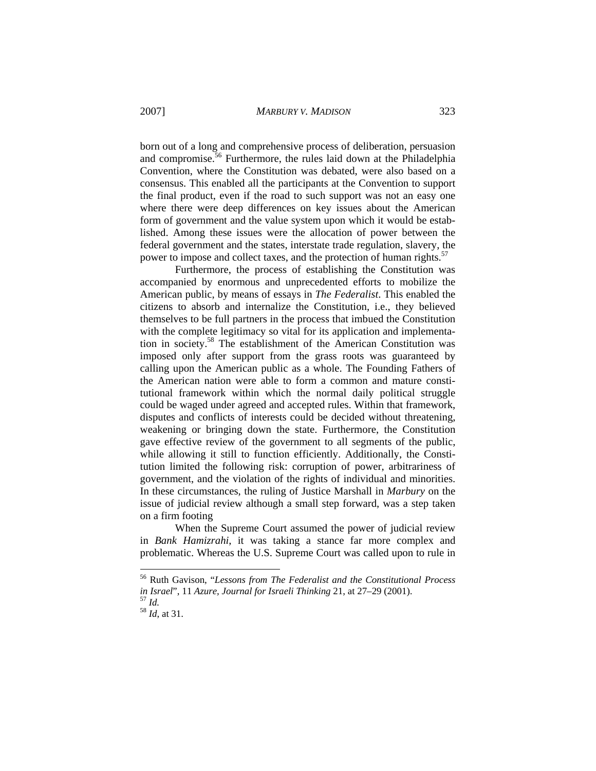born out of a long and comprehensive process of deliberation, persuasion and compromise.[56] Furthermore, the rules laid down at the Philadelphia Convention, where the Constitution was debated, were also based on a consensus. This enabled all the participants at the Convention to support the final product, even if the road to such support was not an easy one where there were deep differences on key issues about the American form of government and the value system upon which it would be established. Among these issues were the allocation of power between the federal government and the states, interstate trade regulation, slavery, the power to impose and collect taxes, and the protection of human rights.[57]

Furthermore, the process of establishing the Constitution was accompanied by enormous and unprecedented efforts to mobilize the American public, by means of essays in *The Federalist*. This enabled the citizens to absorb and internalize the Constitution, i.e., they believed themselves to be full partners in the process that imbued the Constitution with the complete legitimacy so vital for its application and implementation in society.[58] The establishment of the American Constitution was imposed only after support from the grass roots was guaranteed by calling upon the American public as a whole. The Founding Fathers of the American nation were able to form a common and mature constitutional framework within which the normal daily political struggle could be waged under agreed and accepted rules. Within that framework, disputes and conflicts of interests could be decided without threatening, weakening or bringing down the state. Furthermore, the Constitution gave effective review of the government to all segments of the public, while allowing it still to function efficiently. Additionally, the Constitution limited the following risk: corruption of power, arbitrariness of government, and the violation of the rights of individual and minorities. In these circumstances, the ruling of Justice Marshall in *Marbury* on the issue of judicial review although a small step forward, was a step taken on a firm footing

When the Supreme Court assumed the power of judicial review in *Bank Hamizrahi*, it was taking a stance far more complex and problematic. Whereas the U.S. Supreme Court was called upon to rule in

---

[56] Ruth Gavison, "*Lessons from The Federalist and the Constitutional Process in Israel*", 11 *Azure, Journal for Israeli Thinking* 21, at 27–29 (2001).

[57] *Id.*

[58] *Id*, at 31.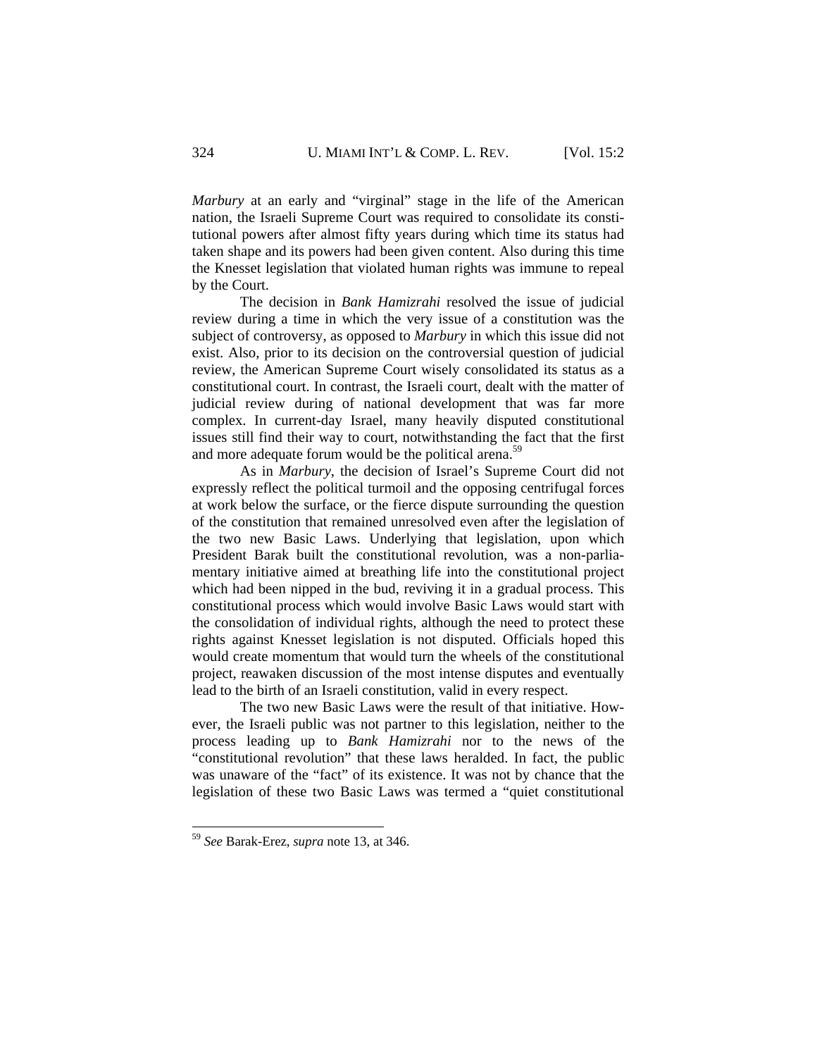*Marbury* at an early and "virginal" stage in the life of the American nation, the Israeli Supreme Court was required to consolidate its constitutional powers after almost fifty years during which time its status had taken shape and its powers had been given content. Also during this time the Knesset legislation that violated human rights was immune to repeal by the Court.

The decision in *Bank Hamizrahi* resolved the issue of judicial review during a time in which the very issue of a constitution was the subject of controversy, as opposed to *Marbury* in which this issue did not exist. Also, prior to its decision on the controversial question of judicial review, the American Supreme Court wisely consolidated its status as a constitutional court. In contrast, the Israeli court, dealt with the matter of judicial review during of national development that was far more complex. In current-day Israel, many heavily disputed constitutional issues still find their way to court, notwithstanding the fact that the first and more adequate forum would be the political arena.[59]

As in *Marbury*, the decision of Israel's Supreme Court did not expressly reflect the political turmoil and the opposing centrifugal forces at work below the surface, or the fierce dispute surrounding the question of the constitution that remained unresolved even after the legislation of the two new Basic Laws. Underlying that legislation, upon which President Barak built the constitutional revolution, was a non-parliamentary initiative aimed at breathing life into the constitutional project which had been nipped in the bud, reviving it in a gradual process. This constitutional process which would involve Basic Laws would start with the consolidation of individual rights, although the need to protect these rights against Knesset legislation is not disputed. Officials hoped this would create momentum that would turn the wheels of the constitutional project, reawaken discussion of the most intense disputes and eventually lead to the birth of an Israeli constitution, valid in every respect.

The two new Basic Laws were the result of that initiative. However, the Israeli public was not partner to this legislation, neither to the process leading up to *Bank Hamizrahi* nor to the news of the "constitutional revolution" that these laws heralded. In fact, the public was unaware of the "fact" of its existence. It was not by chance that the legislation of these two Basic Laws was termed a "quiet constitutional

---

[59] *See* Barak-Erez, *supra* note 13, at 346.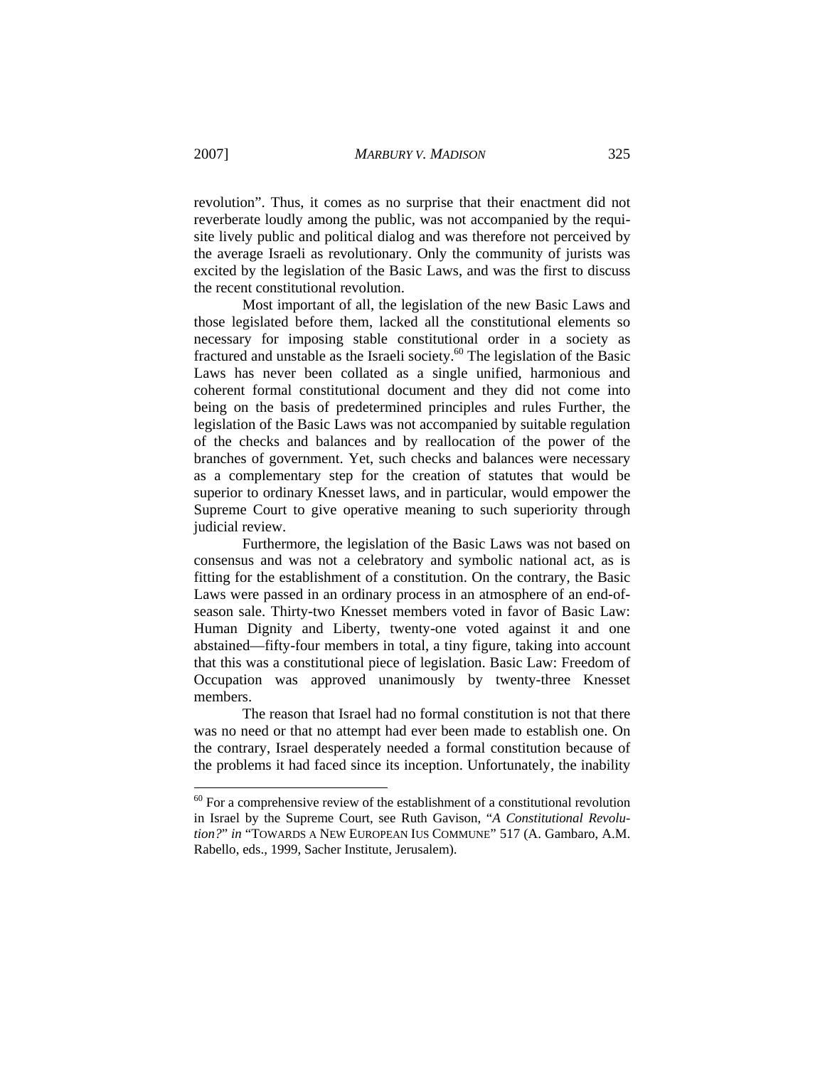revolution". Thus, it comes as no surprise that their enactment did not reverberate loudly among the public, was not accompanied by the requisite lively public and political dialog and was therefore not perceived by the average Israeli as revolutionary. Only the community of jurists was excited by the legislation of the Basic Laws, and was the first to discuss the recent constitutional revolution.

Most important of all, the legislation of the new Basic Laws and those legislated before them, lacked all the constitutional elements so necessary for imposing stable constitutional order in a society as fractured and unstable as the Israeli society.[60] The legislation of the Basic Laws has never been collated as a single unified, harmonious and coherent formal constitutional document and they did not come into being on the basis of predetermined principles and rules Further, the legislation of the Basic Laws was not accompanied by suitable regulation of the checks and balances and by reallocation of the power of the branches of government. Yet, such checks and balances were necessary as a complementary step for the creation of statutes that would be superior to ordinary Knesset laws, and in particular, would empower the Supreme Court to give operative meaning to such superiority through judicial review.

Furthermore, the legislation of the Basic Laws was not based on consensus and was not a celebratory and symbolic national act, as is fitting for the establishment of a constitution. On the contrary, the Basic Laws were passed in an ordinary process in an atmosphere of an end-of-season sale. Thirty-two Knesset members voted in favor of Basic Law: Human Dignity and Liberty, twenty-one voted against it and one abstained—fifty-four members in total, a tiny figure, taking into account that this was a constitutional piece of legislation. Basic Law: Freedom of Occupation was approved unanimously by twenty-three Knesset members.

The reason that Israel had no formal constitution is not that there was no need or that no attempt had ever been made to establish one. On the contrary, Israel desperately needed a formal constitution because of the problems it had faced since its inception. Unfortunately, the inability

---

[60] For a comprehensive review of the establishment of a constitutional revolution in Israel by the Supreme Court, see Ruth Gavison, "*A Constitutional Revolution?*" *in* "TOWARDS A NEW EUROPEAN IUS COMMUNE" 517 (A. Gambaro, A.M. Rabello, eds., 1999, Sacher Institute, Jerusalem).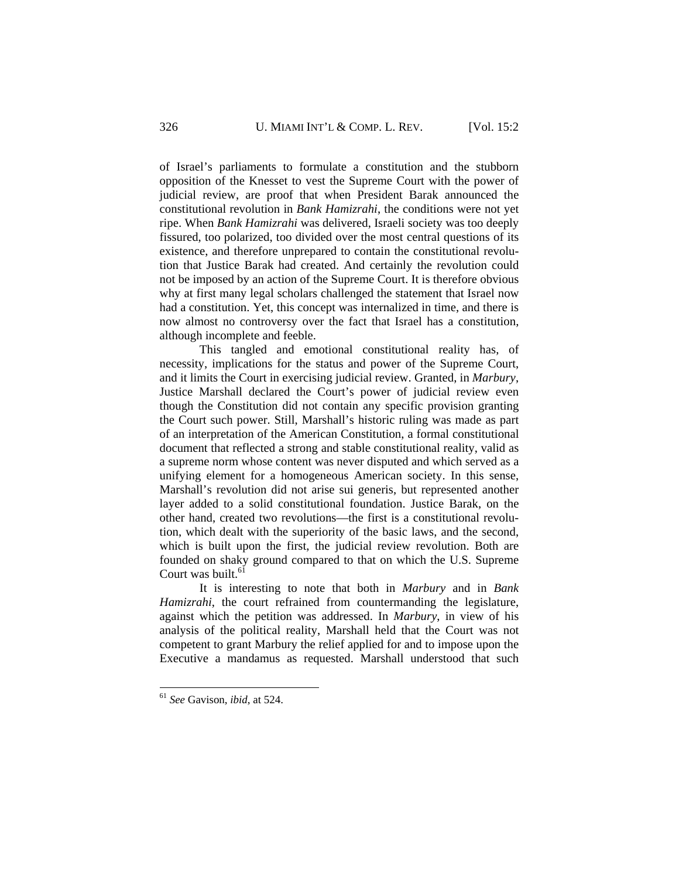of Israel's parliaments to formulate a constitution and the stubborn opposition of the Knesset to vest the Supreme Court with the power of judicial review, are proof that when President Barak announced the constitutional revolution in *Bank Hamizrahi*, the conditions were not yet ripe. When *Bank Hamizrahi* was delivered, Israeli society was too deeply fissured, too polarized, too divided over the most central questions of its existence, and therefore unprepared to contain the constitutional revolution that Justice Barak had created. And certainly the revolution could not be imposed by an action of the Supreme Court. It is therefore obvious why at first many legal scholars challenged the statement that Israel now had a constitution. Yet, this concept was internalized in time, and there is now almost no controversy over the fact that Israel has a constitution, although incomplete and feeble.

This tangled and emotional constitutional reality has, of necessity, implications for the status and power of the Supreme Court, and it limits the Court in exercising judicial review. Granted, in *Marbury*, Justice Marshall declared the Court's power of judicial review even though the Constitution did not contain any specific provision granting the Court such power. Still, Marshall's historic ruling was made as part of an interpretation of the American Constitution, a formal constitutional document that reflected a strong and stable constitutional reality, valid as a supreme norm whose content was never disputed and which served as a unifying element for a homogeneous American society. In this sense, Marshall's revolution did not arise sui generis, but represented another layer added to a solid constitutional foundation. Justice Barak, on the other hand, created two revolutions—the first is a constitutional revolution, which dealt with the superiority of the basic laws, and the second, which is built upon the first, the judicial review revolution. Both are founded on shaky ground compared to that on which the U.S. Supreme Court was built.[61]

It is interesting to note that both in *Marbury* and in *Bank Hamizrahi*, the court refrained from countermanding the legislature, against which the petition was addressed. In *Marbury*, in view of his analysis of the political reality, Marshall held that the Court was not competent to grant Marbury the relief applied for and to impose upon the Executive a mandamus as requested. Marshall understood that such

---

[61] *See* Gavison, *ibid*, at 524.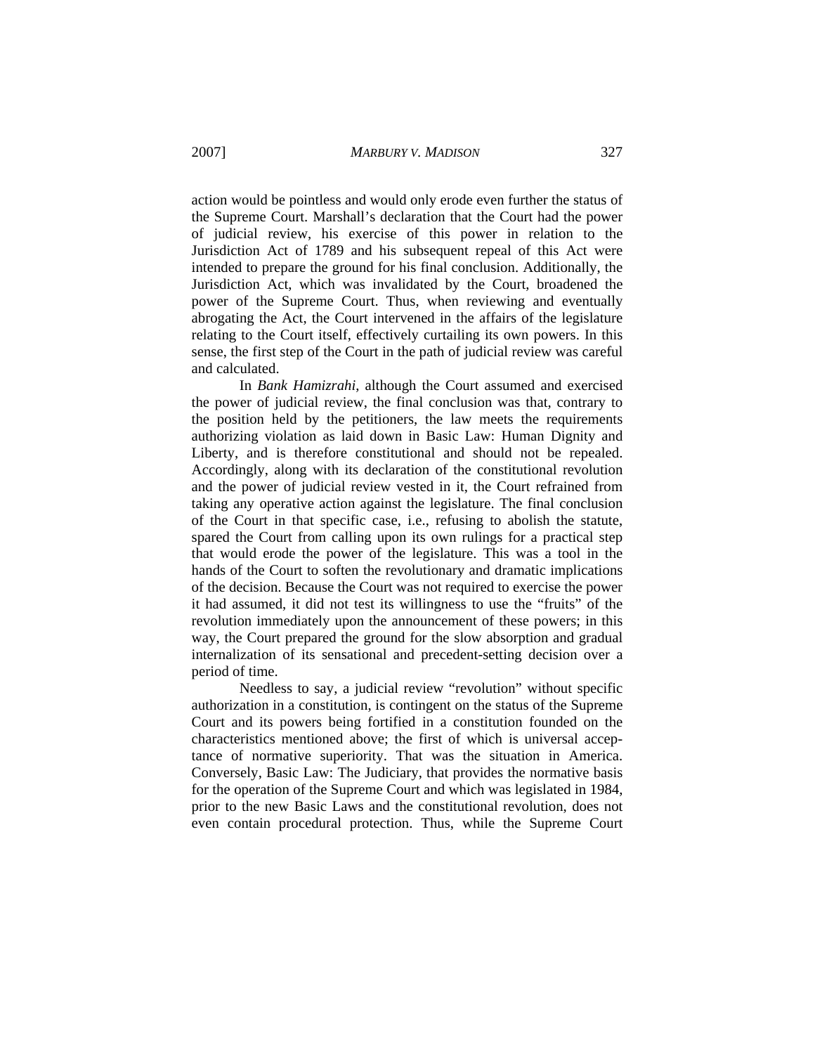action would be pointless and would only erode even further the status of the Supreme Court. Marshall's declaration that the Court had the power of judicial review, his exercise of this power in relation to the Jurisdiction Act of 1789 and his subsequent repeal of this Act were intended to prepare the ground for his final conclusion. Additionally, the Jurisdiction Act, which was invalidated by the Court, broadened the power of the Supreme Court. Thus, when reviewing and eventually abrogating the Act, the Court intervened in the affairs of the legislature relating to the Court itself, effectively curtailing its own powers. In this sense, the first step of the Court in the path of judicial review was careful and calculated.

In *Bank Hamizrahi*, although the Court assumed and exercised the power of judicial review, the final conclusion was that, contrary to the position held by the petitioners, the law meets the requirements authorizing violation as laid down in Basic Law: Human Dignity and Liberty, and is therefore constitutional and should not be repealed. Accordingly, along with its declaration of the constitutional revolution and the power of judicial review vested in it, the Court refrained from taking any operative action against the legislature. The final conclusion of the Court in that specific case, i.e., refusing to abolish the statute, spared the Court from calling upon its own rulings for a practical step that would erode the power of the legislature. This was a tool in the hands of the Court to soften the revolutionary and dramatic implications of the decision. Because the Court was not required to exercise the power it had assumed, it did not test its willingness to use the "fruits" of the revolution immediately upon the announcement of these powers; in this way, the Court prepared the ground for the slow absorption and gradual internalization of its sensational and precedent-setting decision over a period of time.

Needless to say, a judicial review "revolution" without specific authorization in a constitution, is contingent on the status of the Supreme Court and its powers being fortified in a constitution founded on the characteristics mentioned above; the first of which is universal acceptance of normative superiority. That was the situation in America. Conversely, Basic Law: The Judiciary, that provides the normative basis for the operation of the Supreme Court and which was legislated in 1984, prior to the new Basic Laws and the constitutional revolution, does not even contain procedural protection. Thus, while the Supreme Court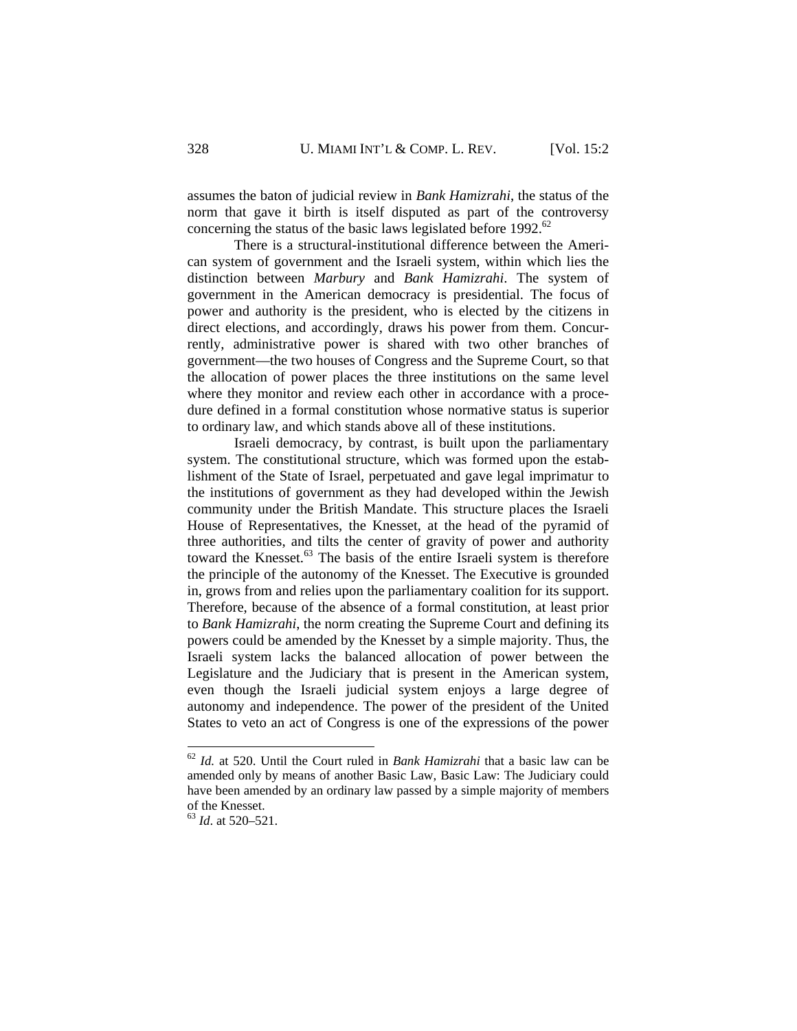assumes the baton of judicial review in *Bank Hamizrahi*, the status of the norm that gave it birth is itself disputed as part of the controversy concerning the status of the basic laws legislated before 1992.[62]

There is a structural-institutional difference between the American system of government and the Israeli system, within which lies the distinction between *Marbury* and *Bank Hamizrahi*. The system of government in the American democracy is presidential. The focus of power and authority is the president, who is elected by the citizens in direct elections, and accordingly, draws his power from them. Concurrently, administrative power is shared with two other branches of government—the two houses of Congress and the Supreme Court, so that the allocation of power places the three institutions on the same level where they monitor and review each other in accordance with a procedure defined in a formal constitution whose normative status is superior to ordinary law, and which stands above all of these institutions.

Israeli democracy, by contrast, is built upon the parliamentary system. The constitutional structure, which was formed upon the establishment of the State of Israel, perpetuated and gave legal imprimatur to the institutions of government as they had developed within the Jewish community under the British Mandate. This structure places the Israeli House of Representatives, the Knesset, at the head of the pyramid of three authorities, and tilts the center of gravity of power and authority toward the Knesset.[63] The basis of the entire Israeli system is therefore the principle of the autonomy of the Knesset. The Executive is grounded in, grows from and relies upon the parliamentary coalition for its support. Therefore, because of the absence of a formal constitution, at least prior to *Bank Hamizrahi*, the norm creating the Supreme Court and defining its powers could be amended by the Knesset by a simple majority. Thus, the Israeli system lacks the balanced allocation of power between the Legislature and the Judiciary that is present in the American system, even though the Israeli judicial system enjoys a large degree of autonomy and independence. The power of the president of the United States to veto an act of Congress is one of the expressions of the power

---

[62] *Id.* at 520. Until the Court ruled in *Bank Hamizrahi* that a basic law can be amended only by means of another Basic Law, Basic Law: The Judiciary could have been amended by an ordinary law passed by a simple majority of members of the Knesset.

[63] *Id*. at 520–521.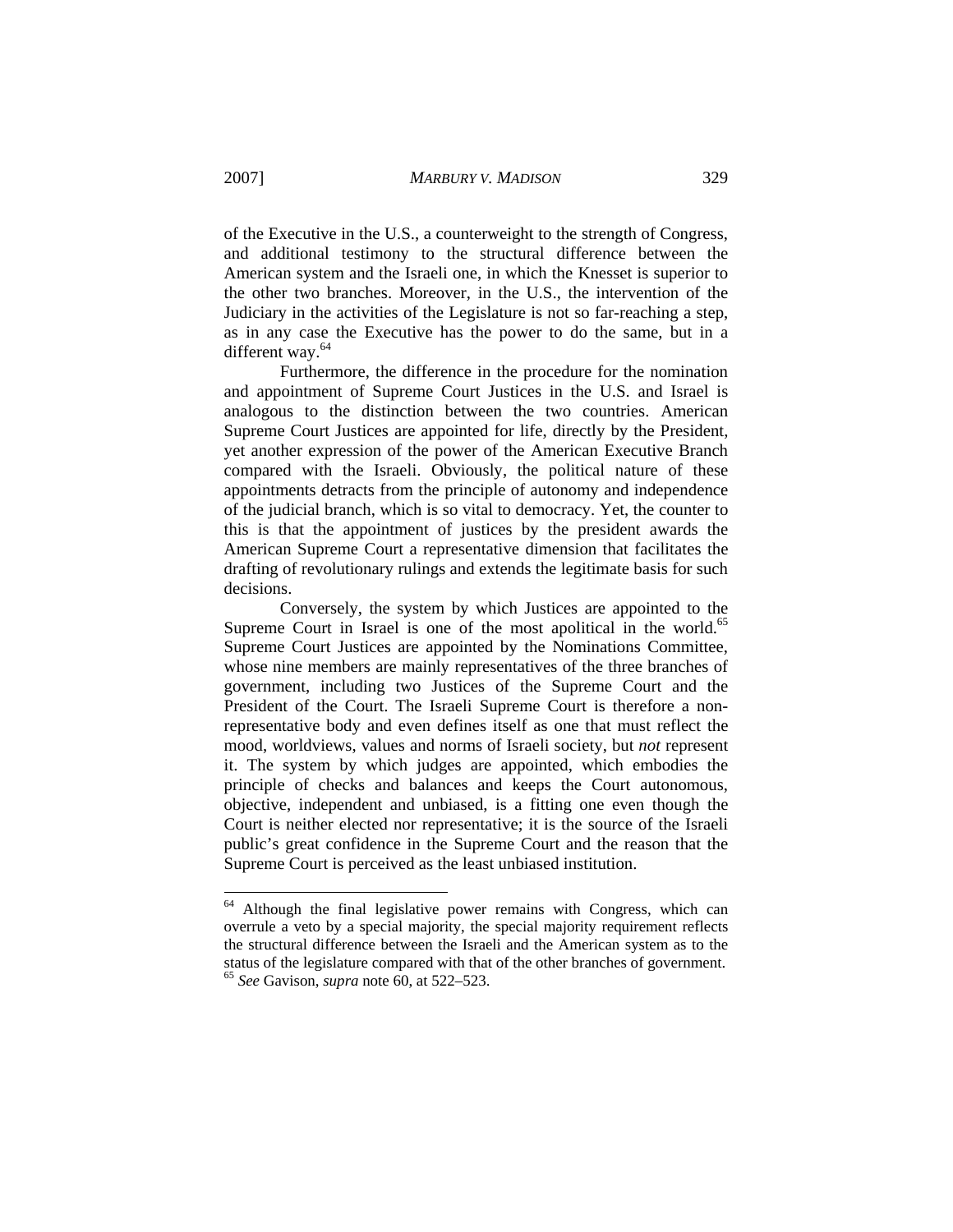of the Executive in the U.S., a counterweight to the strength of Congress, and additional testimony to the structural difference between the American system and the Israeli one, in which the Knesset is superior to the other two branches. Moreover, in the U.S., the intervention of the Judiciary in the activities of the Legislature is not so far-reaching a step, as in any case the Executive has the power to do the same, but in a different way.[64]

Furthermore, the difference in the procedure for the nomination and appointment of Supreme Court Justices in the U.S. and Israel is analogous to the distinction between the two countries. American Supreme Court Justices are appointed for life, directly by the President, yet another expression of the power of the American Executive Branch compared with the Israeli. Obviously, the political nature of these appointments detracts from the principle of autonomy and independence of the judicial branch, which is so vital to democracy. Yet, the counter to this is that the appointment of justices by the president awards the American Supreme Court a representative dimension that facilitates the drafting of revolutionary rulings and extends the legitimate basis for such decisions.

Conversely, the system by which Justices are appointed to the Supreme Court in Israel is one of the most apolitical in the world.[65] Supreme Court Justices are appointed by the Nominations Committee, whose nine members are mainly representatives of the three branches of government, including two Justices of the Supreme Court and the President of the Court. The Israeli Supreme Court is therefore a non-representative body and even defines itself as one that must reflect the mood, worldviews, values and norms of Israeli society, but *not* represent it. The system by which judges are appointed, which embodies the principle of checks and balances and keeps the Court autonomous, objective, independent and unbiased, is a fitting one even though the Court is neither elected nor representative; it is the source of the Israeli public's great confidence in the Supreme Court and the reason that the Supreme Court is perceived as the least unbiased institution.

---

[64] Although the final legislative power remains with Congress, which can overrule a veto by a special majority, the special majority requirement reflects the structural difference between the Israeli and the American system as to the status of the legislature compared with that of the other branches of government.

[65] *See* Gavison, *supra* note 60, at 522–523.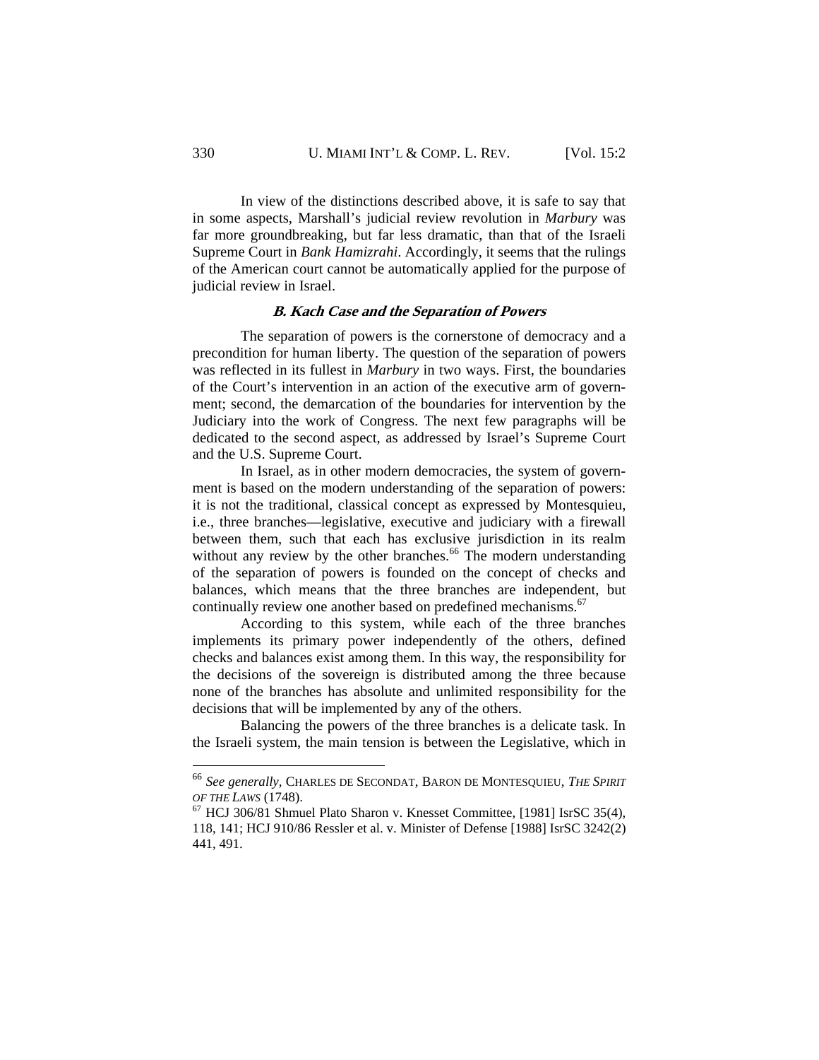In view of the distinctions described above, it is safe to say that in some aspects, Marshall's judicial review revolution in *Marbury* was far more groundbreaking, but far less dramatic, than that of the Israeli Supreme Court in *Bank Hamizrahi*. Accordingly, it seems that the rulings of the American court cannot be automatically applied for the purpose of judicial review in Israel.

### *B. Kach Case and the Separation of Powers*

The separation of powers is the cornerstone of democracy and a precondition for human liberty. The question of the separation of powers was reflected in its fullest in *Marbury* in two ways. First, the boundaries of the Court's intervention in an action of the executive arm of government; second, the demarcation of the boundaries for intervention by the Judiciary into the work of Congress. The next few paragraphs will be dedicated to the second aspect, as addressed by Israel's Supreme Court and the U.S. Supreme Court.

In Israel, as in other modern democracies, the system of government is based on the modern understanding of the separation of powers: it is not the traditional, classical concept as expressed by Montesquieu, i.e., three branches—legislative, executive and judiciary with a firewall between them, such that each has exclusive jurisdiction in its realm without any review by the other branches.[66] The modern understanding of the separation of powers is founded on the concept of checks and balances, which means that the three branches are independent, but continually review one another based on predefined mechanisms.[67]

According to this system, while each of the three branches implements its primary power independently of the others, defined checks and balances exist among them. In this way, the responsibility for the decisions of the sovereign is distributed among the three because none of the branches has absolute and unlimited responsibility for the decisions that will be implemented by any of the others.

Balancing the powers of the three branches is a delicate task. In the Israeli system, the main tension is between the Legislative, which in

---

[66] *See generally*, CHARLES DE SECONDAT, BARON DE MONTESQUIEU, *THE SPIRIT OF THE LAWS* (1748).

[67] HCJ 306/81 Shmuel Plato Sharon v. Knesset Committee, [1981] IsrSC 35(4), 118, 141; HCJ 910/86 Ressler et al. v. Minister of Defense [1988] IsrSC 3242(2) 441, 491.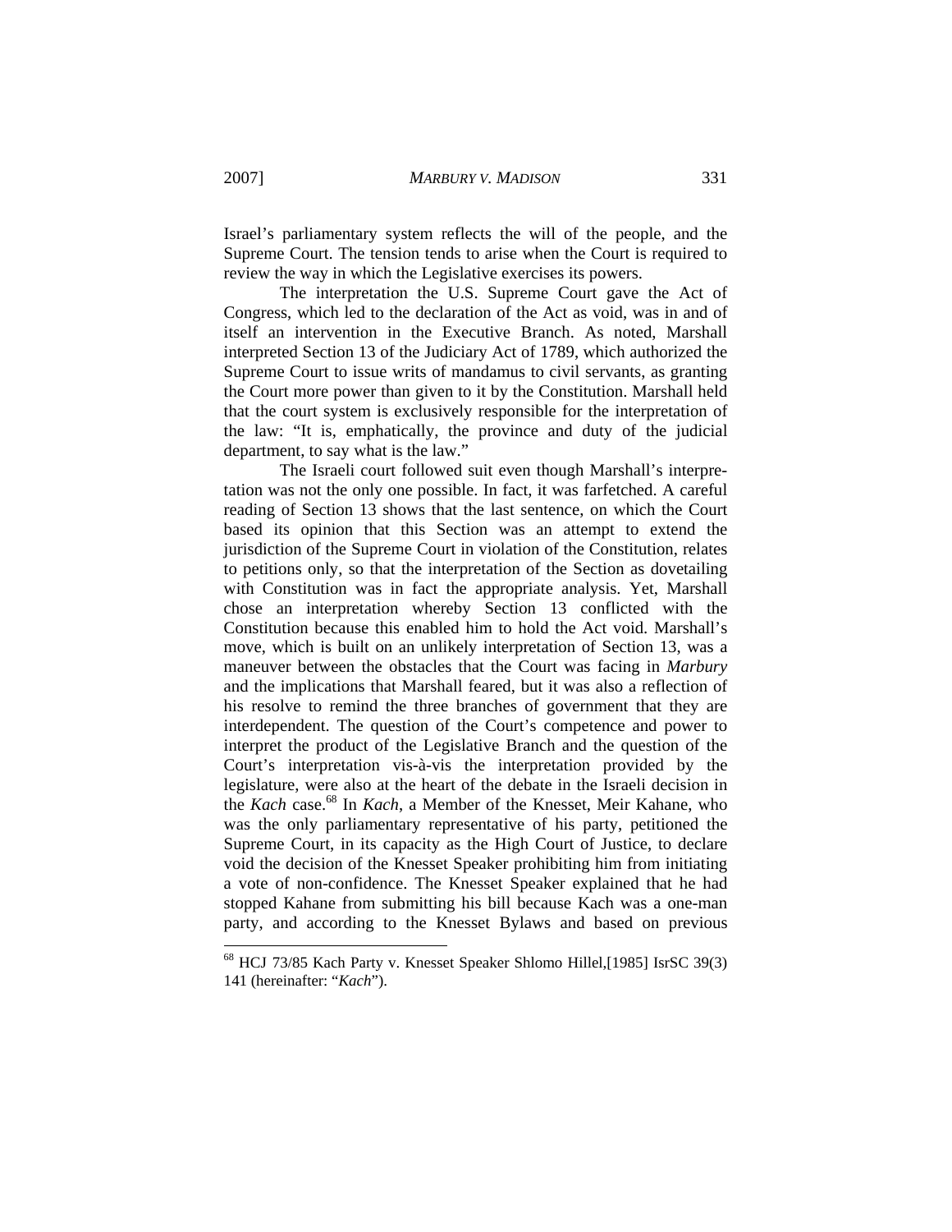Israel's parliamentary system reflects the will of the people, and the Supreme Court. The tension tends to arise when the Court is required to review the way in which the Legislative exercises its powers.

The interpretation the U.S. Supreme Court gave the Act of Congress, which led to the declaration of the Act as void, was in and of itself an intervention in the Executive Branch. As noted, Marshall interpreted Section 13 of the Judiciary Act of 1789, which authorized the Supreme Court to issue writs of mandamus to civil servants, as granting the Court more power than given to it by the Constitution. Marshall held that the court system is exclusively responsible for the interpretation of the law: "It is, emphatically, the province and duty of the judicial department, to say what is the law."

The Israeli court followed suit even though Marshall's interpretation was not the only one possible. In fact, it was farfetched. A careful reading of Section 13 shows that the last sentence, on which the Court based its opinion that this Section was an attempt to extend the jurisdiction of the Supreme Court in violation of the Constitution, relates to petitions only, so that the interpretation of the Section as dovetailing with Constitution was in fact the appropriate analysis. Yet, Marshall chose an interpretation whereby Section 13 conflicted with the Constitution because this enabled him to hold the Act void. Marshall's move, which is built on an unlikely interpretation of Section 13, was a maneuver between the obstacles that the Court was facing in *Marbury* and the implications that Marshall feared, but it was also a reflection of his resolve to remind the three branches of government that they are interdependent. The question of the Court's competence and power to interpret the product of the Legislative Branch and the question of the Court's interpretation vis-à-vis the interpretation provided by the legislature, were also at the heart of the debate in the Israeli decision in the *Kach* case.[68] In *Kach*, a Member of the Knesset, Meir Kahane, who was the only parliamentary representative of his party, petitioned the Supreme Court, in its capacity as the High Court of Justice, to declare void the decision of the Knesset Speaker prohibiting him from initiating a vote of non-confidence. The Knesset Speaker explained that he had stopped Kahane from submitting his bill because Kach was a one-man party, and according to the Knesset Bylaws and based on previous

---

[68] HCJ 73/85 Kach Party v. Knesset Speaker Shlomo Hillel,[1985] IsrSC 39(3) 141 (hereinafter: "*Kach*").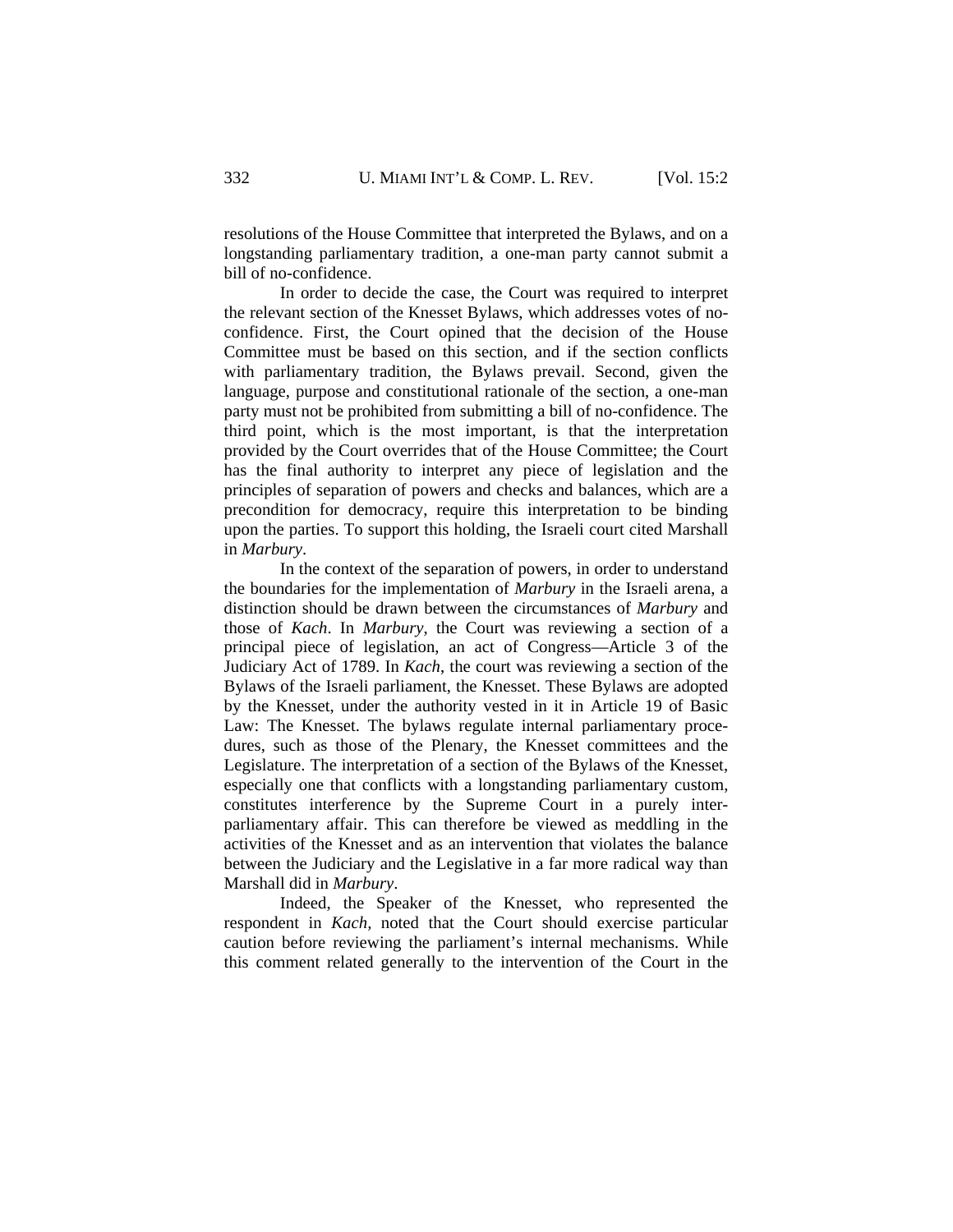resolutions of the House Committee that interpreted the Bylaws, and on a longstanding parliamentary tradition, a one-man party cannot submit a bill of no-confidence.

In order to decide the case, the Court was required to interpret the relevant section of the Knesset Bylaws, which addresses votes of no-confidence. First, the Court opined that the decision of the House Committee must be based on this section, and if the section conflicts with parliamentary tradition, the Bylaws prevail. Second, given the language, purpose and constitutional rationale of the section, a one-man party must not be prohibited from submitting a bill of no-confidence. The third point, which is the most important, is that the interpretation provided by the Court overrides that of the House Committee; the Court has the final authority to interpret any piece of legislation and the principles of separation of powers and checks and balances, which are a precondition for democracy, require this interpretation to be binding upon the parties. To support this holding, the Israeli court cited Marshall in *Marbury*.

In the context of the separation of powers, in order to understand the boundaries for the implementation of *Marbury* in the Israeli arena, a distinction should be drawn between the circumstances of *Marbury* and those of *Kach*. In *Marbury*, the Court was reviewing a section of a principal piece of legislation, an act of Congress—Article 3 of the Judiciary Act of 1789. In *Kach*, the court was reviewing a section of the Bylaws of the Israeli parliament, the Knesset. These Bylaws are adopted by the Knesset, under the authority vested in it in Article 19 of Basic Law: The Knesset. The bylaws regulate internal parliamentary procedures, such as those of the Plenary, the Knesset committees and the Legislature. The interpretation of a section of the Bylaws of the Knesset, especially one that conflicts with a longstanding parliamentary custom, constitutes interference by the Supreme Court in a purely inter-parliamentary affair. This can therefore be viewed as meddling in the activities of the Knesset and as an intervention that violates the balance between the Judiciary and the Legislative in a far more radical way than Marshall did in *Marbury*.

Indeed, the Speaker of the Knesset, who represented the respondent in *Kach*, noted that the Court should exercise particular caution before reviewing the parliament's internal mechanisms. While this comment related generally to the intervention of the Court in the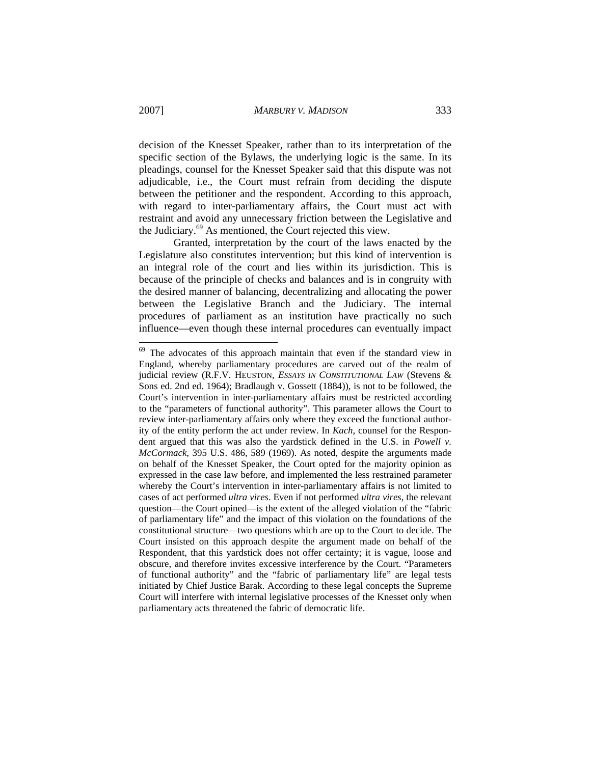decision of the Knesset Speaker, rather than to its interpretation of the specific section of the Bylaws, the underlying logic is the same. In its pleadings, counsel for the Knesset Speaker said that this dispute was not adjudicable, i.e., the Court must refrain from deciding the dispute between the petitioner and the respondent. According to this approach, with regard to inter-parliamentary affairs, the Court must act with restraint and avoid any unnecessary friction between the Legislative and the Judiciary.[69] As mentioned, the Court rejected this view.

Granted, interpretation by the court of the laws enacted by the Legislature also constitutes intervention; but this kind of intervention is an integral role of the court and lies within its jurisdiction. This is because of the principle of checks and balances and is in congruity with the desired manner of balancing, decentralizing and allocating the power between the Legislative Branch and the Judiciary. The internal procedures of parliament as an institution have practically no such influence—even though these internal procedures can eventually impact

---

[69] The advocates of this approach maintain that even if the standard view in England, whereby parliamentary procedures are carved out of the realm of judicial review (R.F.V. HEUSTON, *ESSAYS IN CONSTITUTIONAL LAW* (Stevens & Sons ed. 2nd ed. 1964); Bradlaugh v. Gossett (1884)), is not to be followed, the Court's intervention in inter-parliamentary affairs must be restricted according to the "parameters of functional authority". This parameter allows the Court to review inter-parliamentary affairs only where they exceed the functional authority of the entity perform the act under review. In *Kach*, counsel for the Respondent argued that this was also the yardstick defined in the U.S. in *Powell v. McCormack*, 395 U.S. 486, 589 (1969). As noted, despite the arguments made on behalf of the Knesset Speaker, the Court opted for the majority opinion as expressed in the case law before, and implemented the less restrained parameter whereby the Court's intervention in inter-parliamentary affairs is not limited to cases of act performed *ultra vires*. Even if not performed *ultra vires*, the relevant question—the Court opined—is the extent of the alleged violation of the "fabric of parliamentary life" and the impact of this violation on the foundations of the constitutional structure—two questions which are up to the Court to decide. The Court insisted on this approach despite the argument made on behalf of the Respondent, that this yardstick does not offer certainty; it is vague, loose and obscure, and therefore invites excessive interference by the Court. "Parameters of functional authority" and the "fabric of parliamentary life" are legal tests initiated by Chief Justice Barak. According to these legal concepts the Supreme Court will interfere with internal legislative processes of the Knesset only when parliamentary acts threatened the fabric of democratic life.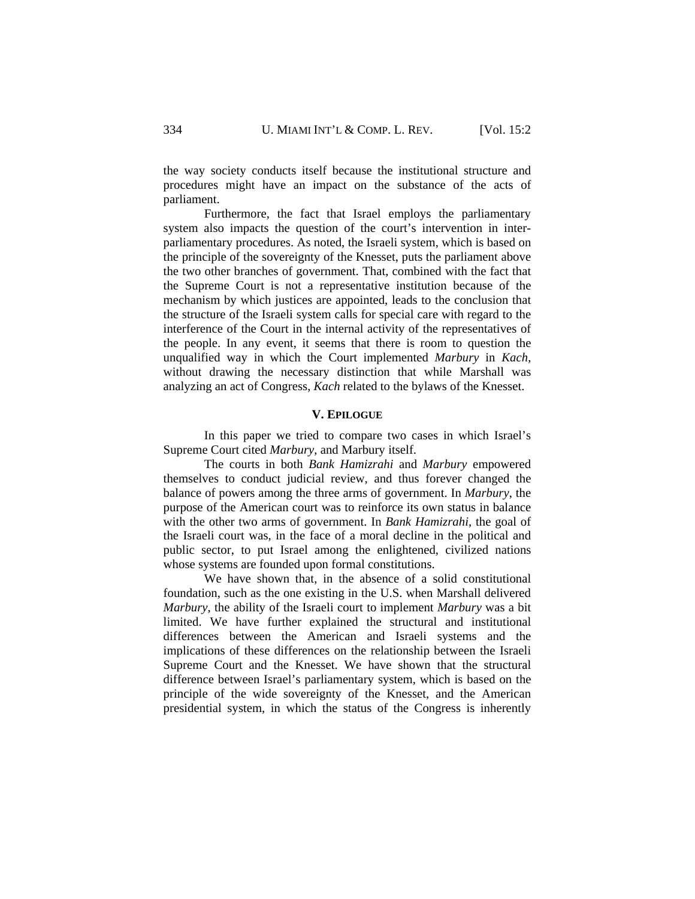the way society conducts itself because the institutional structure and procedures might have an impact on the substance of the acts of parliament.

Furthermore, the fact that Israel employs the parliamentary system also impacts the question of the court's intervention in inter-parliamentary procedures. As noted, the Israeli system, which is based on the principle of the sovereignty of the Knesset, puts the parliament above the two other branches of government. That, combined with the fact that the Supreme Court is not a representative institution because of the mechanism by which justices are appointed, leads to the conclusion that the structure of the Israeli system calls for special care with regard to the interference of the Court in the internal activity of the representatives of the people. In any event, it seems that there is room to question the unqualified way in which the Court implemented *Marbury* in *Kach*, without drawing the necessary distinction that while Marshall was analyzing an act of Congress, *Kach* related to the bylaws of the Knesset.

## V. EPILOGUE

In this paper we tried to compare two cases in which Israel's Supreme Court cited *Marbury*, and Marbury itself.

The courts in both *Bank Hamizrahi* and *Marbury* empowered themselves to conduct judicial review, and thus forever changed the balance of powers among the three arms of government. In *Marbury*, the purpose of the American court was to reinforce its own status in balance with the other two arms of government. In *Bank Hamizrahi*, the goal of the Israeli court was, in the face of a moral decline in the political and public sector, to put Israel among the enlightened, civilized nations whose systems are founded upon formal constitutions.

We have shown that, in the absence of a solid constitutional foundation, such as the one existing in the U.S. when Marshall delivered *Marbury*, the ability of the Israeli court to implement *Marbury* was a bit limited. We have further explained the structural and institutional differences between the American and Israeli systems and the implications of these differences on the relationship between the Israeli Supreme Court and the Knesset. We have shown that the structural difference between Israel's parliamentary system, which is based on the principle of the wide sovereignty of the Knesset, and the American presidential system, in which the status of the Congress is inherently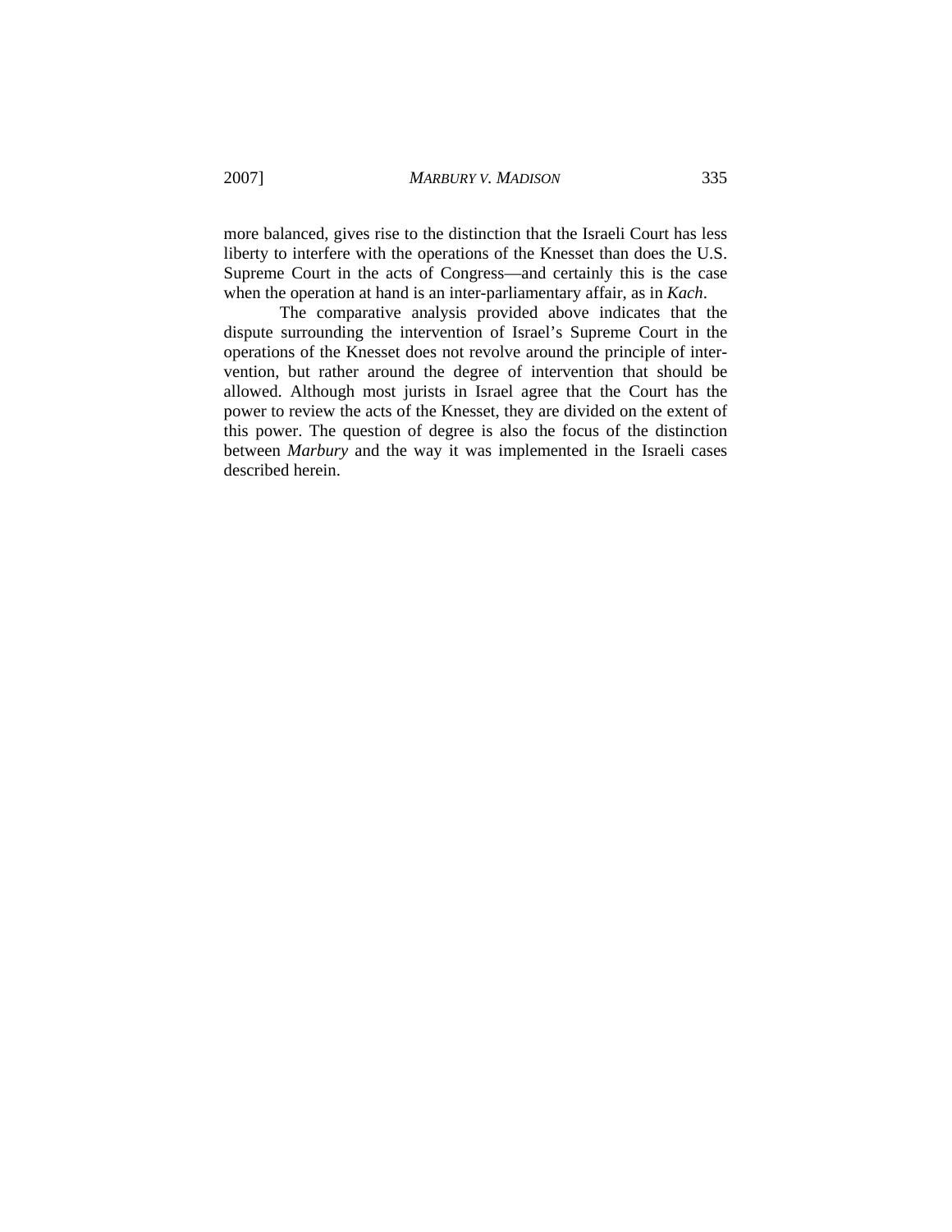more balanced, gives rise to the distinction that the Israeli Court has less liberty to interfere with the operations of the Knesset than does the U.S. Supreme Court in the acts of Congress—and certainly this is the case when the operation at hand is an inter-parliamentary affair, as in *Kach*.

The comparative analysis provided above indicates that the dispute surrounding the intervention of Israel's Supreme Court in the operations of the Knesset does not revolve around the principle of intervention, but rather around the degree of intervention that should be allowed. Although most jurists in Israel agree that the Court has the power to review the acts of the Knesset, they are divided on the extent of this power. The question of degree is also the focus of the distinction between *Marbury* and the way it was implemented in the Israeli cases described herein.